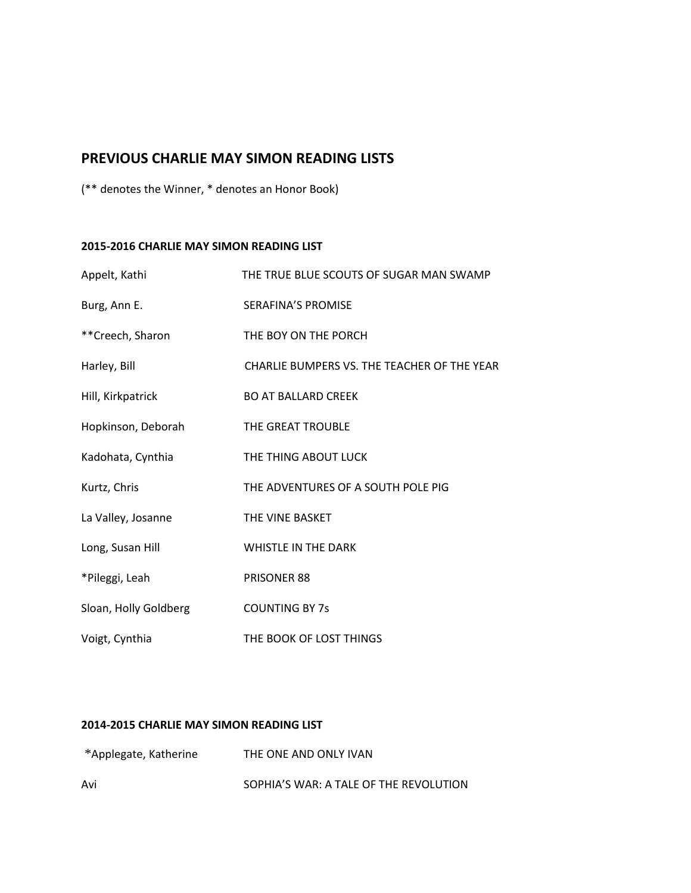## PREVIOUS CHARLIE MAY SIMON READING LISTS

(** denotes the Winner, * denotes an Honor Book)

### 2015-2016 CHARLIE MAY SIMON READING LIST

| | |
|---|---|
| Appelt, Kathi | THE TRUE BLUE SCOUTS OF SUGAR MAN SWAMP |
| Burg, Ann E. | SERAFINA'S PROMISE |
| **Creech, Sharon | THE BOY ON THE PORCH |
| Harley, Bill | CHARLIE BUMPERS VS. THE TEACHER OF THE YEAR |
| Hill, Kirkpatrick | BO AT BALLARD CREEK |
| Hopkinson, Deborah | THE GREAT TROUBLE |
| Kadohata, Cynthia | THE THING ABOUT LUCK |
| Kurtz, Chris | THE ADVENTURES OF A SOUTH POLE PIG |
| La Valley, Josanne | THE VINE BASKET |
| Long, Susan Hill | WHISTLE IN THE DARK |
| *Pileggi, Leah | PRISONER 88 |
| Sloan, Holly Goldberg | COUNTING BY 7s |
| Voigt, Cynthia | THE BOOK OF LOST THINGS |

### 2014-2015 CHARLIE MAY SIMON READING LIST

| | |
|---|---|
| *Applegate, Katherine | THE ONE AND ONLY IVAN |
| Avi | SOPHIA'S WAR: A TALE OF THE REVOLUTION |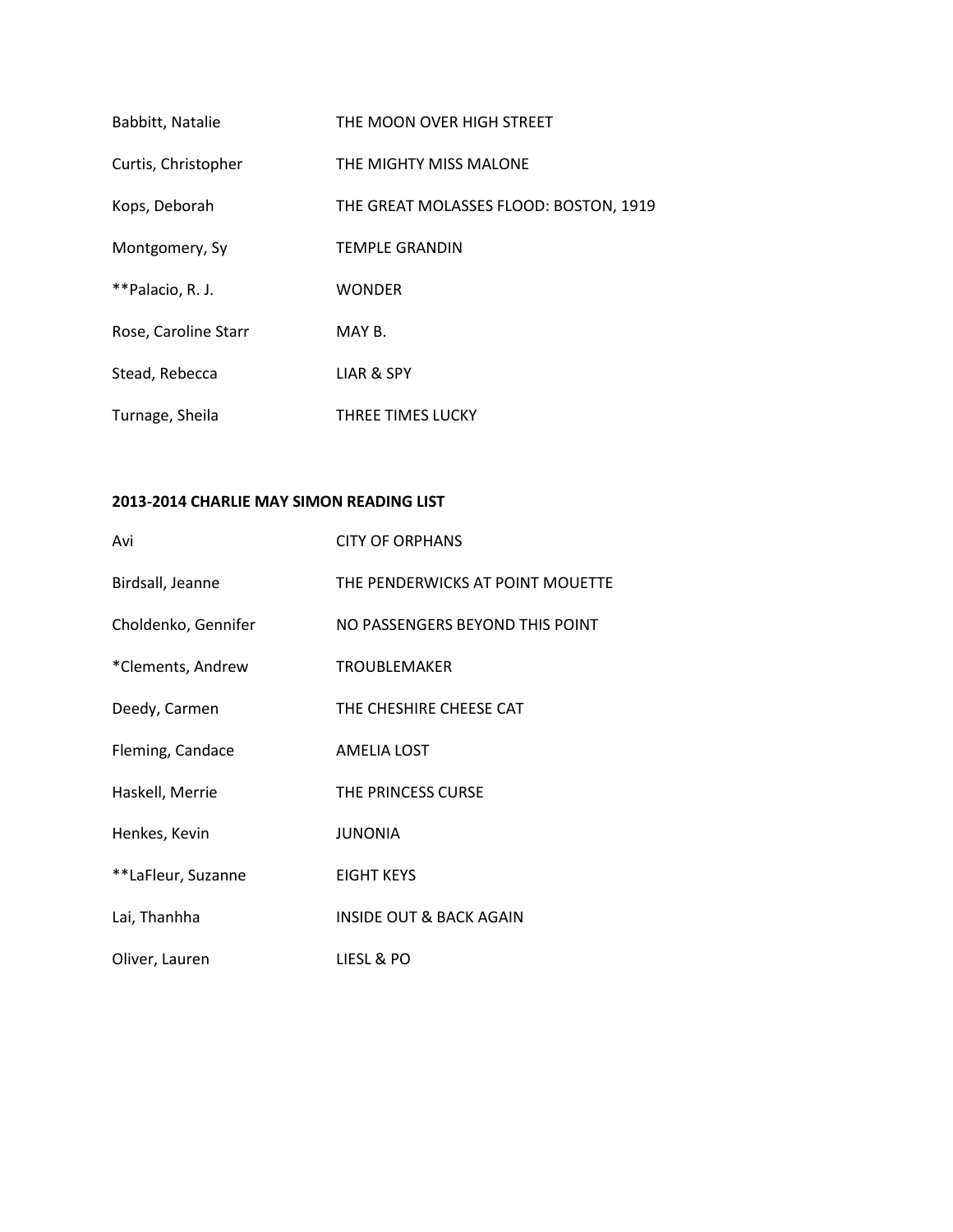| | |
|---|---|
| Babbitt, Natalie | THE MOON OVER HIGH STREET |
| Curtis, Christopher | THE MIGHTY MISS MALONE |
| Kops, Deborah | THE GREAT MOLASSES FLOOD: BOSTON, 1919 |
| Montgomery, Sy | TEMPLE GRANDIN |
| **Palacio, R. J. | WONDER |
| Rose, Caroline Starr | MAY B. |
| Stead, Rebecca | LIAR & SPY |
| Turnage, Sheila | THREE TIMES LUCKY |

**2013-2014 CHARLIE MAY SIMON READING LIST**

| | |
|---|---|
| Avi | CITY OF ORPHANS |
| Birdsall, Jeanne | THE PENDERWICKS AT POINT MOUETTE |
| Choldenko, Gennifer | NO PASSENGERS BEYOND THIS POINT |
| *Clements, Andrew | TROUBLEMAKER |
| Deedy, Carmen | THE CHESHIRE CHEESE CAT |
| Fleming, Candace | AMELIA LOST |
| Haskell, Merrie | THE PRINCESS CURSE |
| Henkes, Kevin | JUNONIA |
| **LaFleur, Suzanne | EIGHT KEYS |
| Lai, Thanhha | INSIDE OUT & BACK AGAIN |
| Oliver, Lauren | LIESL & PO |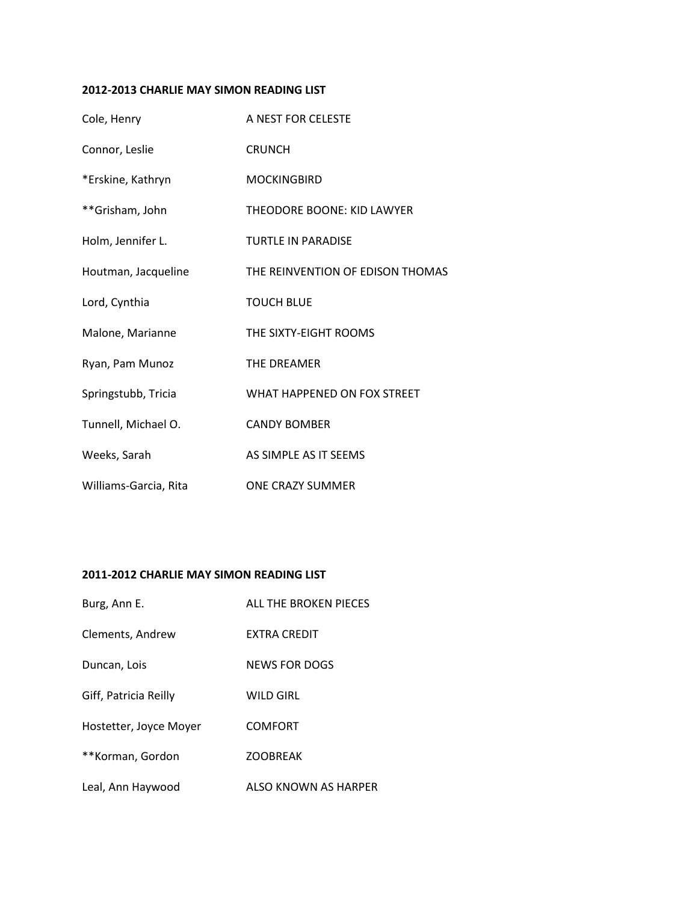**2012-2013 CHARLIE MAY SIMON READING LIST**

| | |
|---|---|
| Cole, Henry | A NEST FOR CELESTE |
| Connor, Leslie | CRUNCH |
| *Erskine, Kathryn | MOCKINGBIRD |
| **Grisham, John | THEODORE BOONE: KID LAWYER |
| Holm, Jennifer L. | TURTLE IN PARADISE |
| Houtman, Jacqueline | THE REINVENTION OF EDISON THOMAS |
| Lord, Cynthia | TOUCH BLUE |
| Malone, Marianne | THE SIXTY-EIGHT ROOMS |
| Ryan, Pam Munoz | THE DREAMER |
| Springstubb, Tricia | WHAT HAPPENED ON FOX STREET |
| Tunnell, Michael O. | CANDY BOMBER |
| Weeks, Sarah | AS SIMPLE AS IT SEEMS |
| Williams-Garcia, Rita | ONE CRAZY SUMMER |

**2011-2012 CHARLIE MAY SIMON READING LIST**

| | |
|---|---|
| Burg, Ann E. | ALL THE BROKEN PIECES |
| Clements, Andrew | EXTRA CREDIT |
| Duncan, Lois | NEWS FOR DOGS |
| Giff, Patricia Reilly | WILD GIRL |
| Hostetter, Joyce Moyer | COMFORT |
| **Korman, Gordon | ZOOBREAK |
| Leal, Ann Haywood | ALSO KNOWN AS HARPER |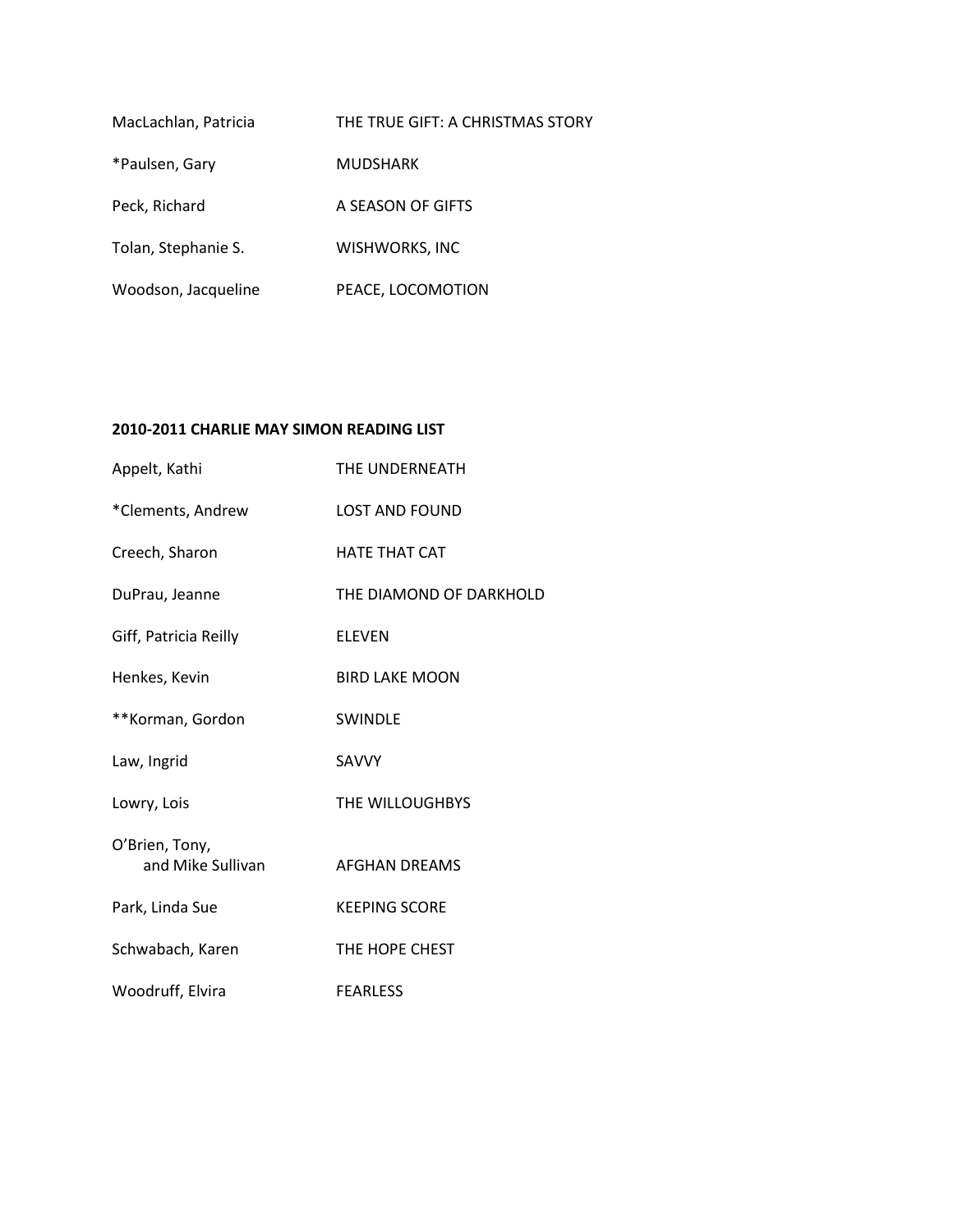| | |
|---|---|
| MacLachlan, Patricia | THE TRUE GIFT: A CHRISTMAS STORY |
| *Paulsen, Gary | MUDSHARK |
| Peck, Richard | A SEASON OF GIFTS |
| Tolan, Stephanie S. | WISHWORKS, INC |
| Woodson, Jacqueline | PEACE, LOCOMOTION |

**2010-2011 CHARLIE MAY SIMON READING LIST**

| | |
|---|---|
| Appelt, Kathi | THE UNDERNEATH |
| *Clements, Andrew | LOST AND FOUND |
| Creech, Sharon | HATE THAT CAT |
| DuPrau, Jeanne | THE DIAMOND OF DARKHOLD |
| Giff, Patricia Reilly | ELEVEN |
| Henkes, Kevin | BIRD LAKE MOON |
| **Korman, Gordon | SWINDLE |
| Law, Ingrid | SAVVY |
| Lowry, Lois | THE WILLOUGHBYS |
| O'Brien, Tony, and Mike Sullivan | AFGHAN DREAMS |
| Park, Linda Sue | KEEPING SCORE |
| Schwabach, Karen | THE HOPE CHEST |
| Woodruff, Elvira | FEARLESS |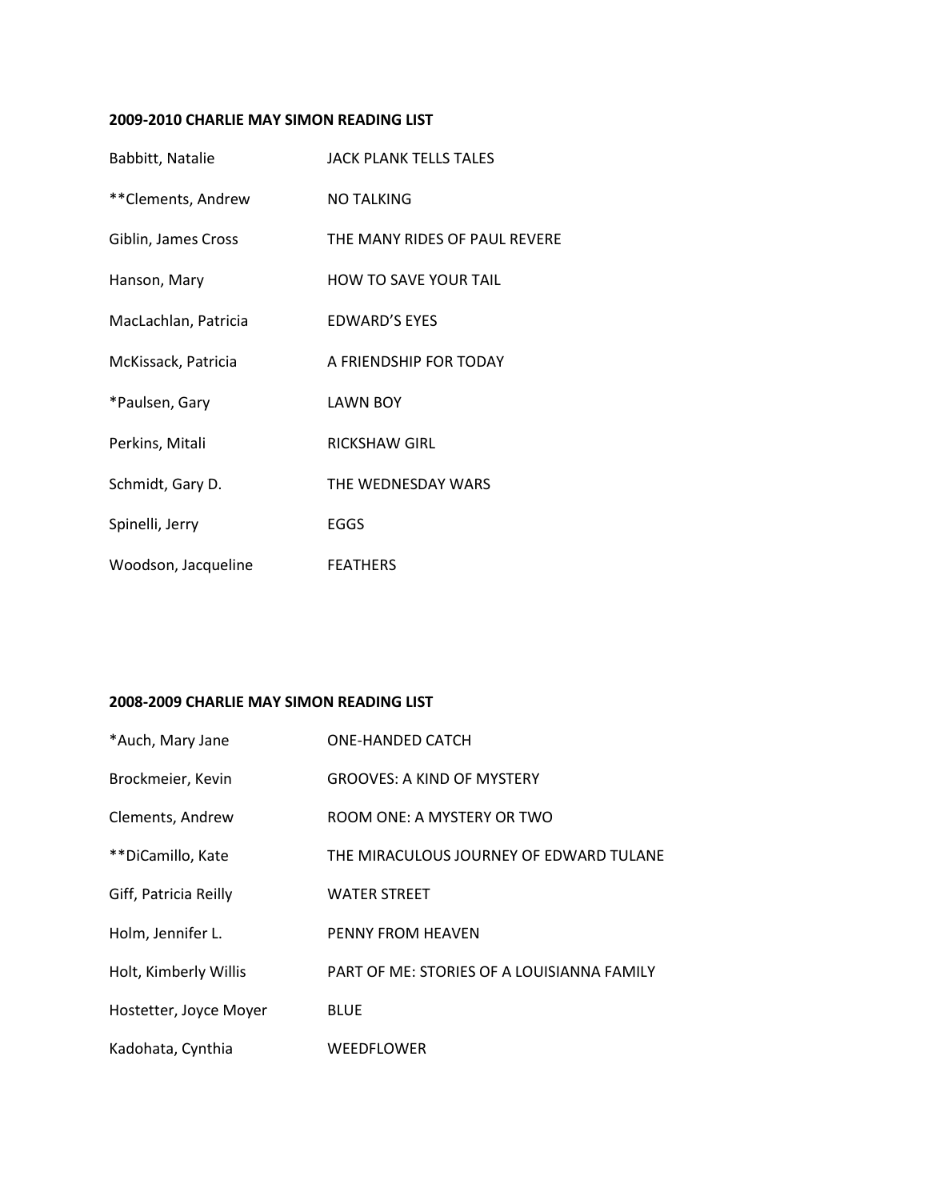**2009-2010 CHARLIE MAY SIMON READING LIST**

| | |
|---|---|
| Babbitt, Natalie | JACK PLANK TELLS TALES |
| **Clements, Andrew | NO TALKING |
| Giblin, James Cross | THE MANY RIDES OF PAUL REVERE |
| Hanson, Mary | HOW TO SAVE YOUR TAIL |
| MacLachlan, Patricia | EDWARD'S EYES |
| McKissack, Patricia | A FRIENDSHIP FOR TODAY |
| *Paulsen, Gary | LAWN BOY |
| Perkins, Mitali | RICKSHAW GIRL |
| Schmidt, Gary D. | THE WEDNESDAY WARS |
| Spinelli, Jerry | EGGS |
| Woodson, Jacqueline | FEATHERS |

**2008-2009 CHARLIE MAY SIMON READING LIST**

| | |
|---|---|
| *Auch, Mary Jane | ONE-HANDED CATCH |
| Brockmeier, Kevin | GROOVES: A KIND OF MYSTERY |
| Clements, Andrew | ROOM ONE: A MYSTERY OR TWO |
| **DiCamillo, Kate | THE MIRACULOUS JOURNEY OF EDWARD TULANE |
| Giff, Patricia Reilly | WATER STREET |
| Holm, Jennifer L. | PENNY FROM HEAVEN |
| Holt, Kimberly Willis | PART OF ME: STORIES OF A LOUISIANNA FAMILY |
| Hostetter, Joyce Moyer | BLUE |
| Kadohata, Cynthia | WEEDFLOWER |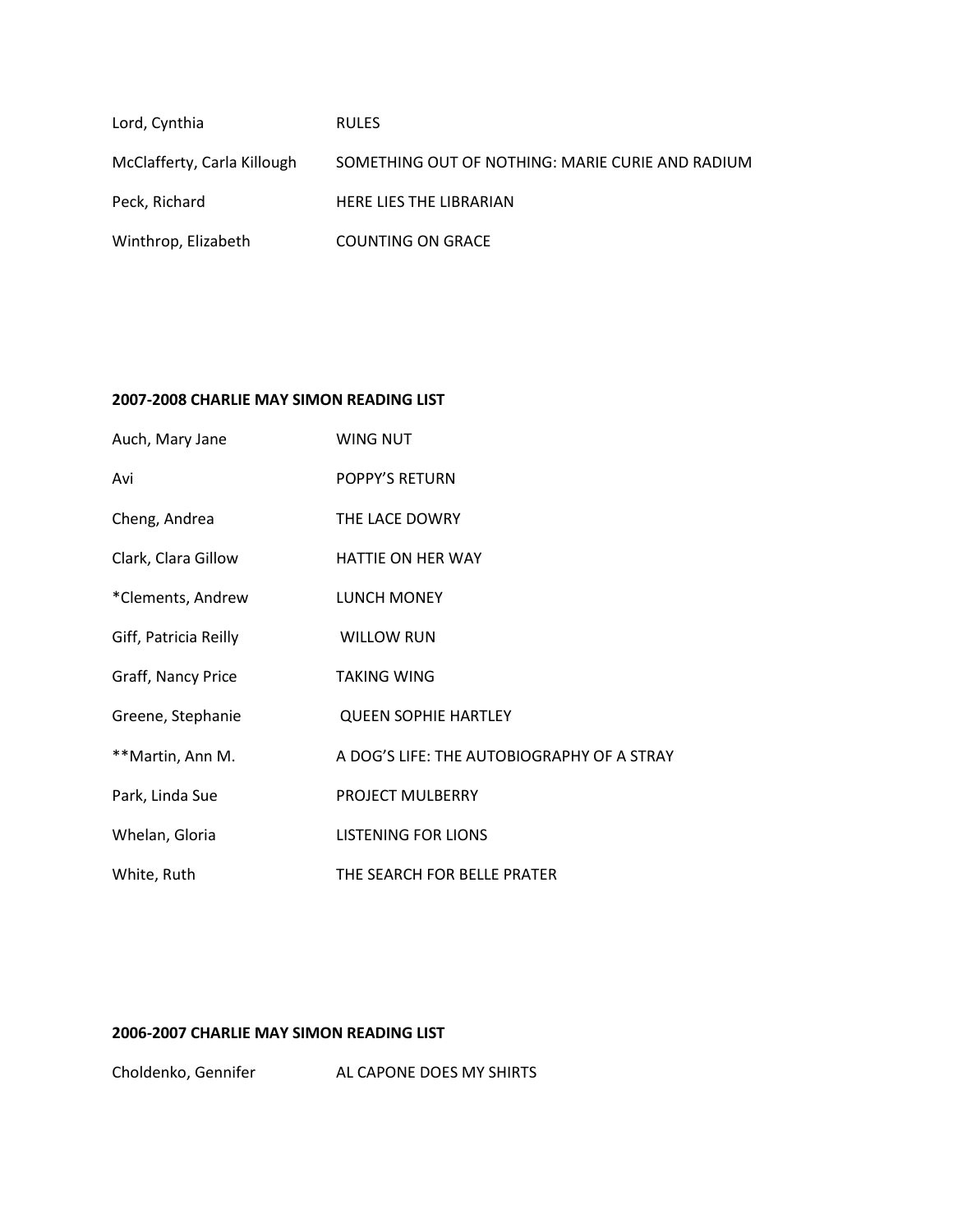| | |
|---|---|
| Lord, Cynthia | RULES |
| McClafferty, Carla Killough | SOMETHING OUT OF NOTHING: MARIE CURIE AND RADIUM |
| Peck, Richard | HERE LIES THE LIBRARIAN |
| Winthrop, Elizabeth | COUNTING ON GRACE |

**2007-2008 CHARLIE MAY SIMON READING LIST**

| | |
|---|---|
| Auch, Mary Jane | WING NUT |
| Avi | POPPY'S RETURN |
| Cheng, Andrea | THE LACE DOWRY |
| Clark, Clara Gillow | HATTIE ON HER WAY |
| *Clements, Andrew | LUNCH MONEY |
| Giff, Patricia Reilly | WILLOW RUN |
| Graff, Nancy Price | TAKING WING |
| Greene, Stephanie | QUEEN SOPHIE HARTLEY |
| **Martin, Ann M. | A DOG'S LIFE: THE AUTOBIOGRAPHY OF A STRAY |
| Park, Linda Sue | PROJECT MULBERRY |
| Whelan, Gloria | LISTENING FOR LIONS |
| White, Ruth | THE SEARCH FOR BELLE PRATER |

**2006-2007 CHARLIE MAY SIMON READING LIST**

| | |
|---|---|
| Choldenko, Gennifer | AL CAPONE DOES MY SHIRTS |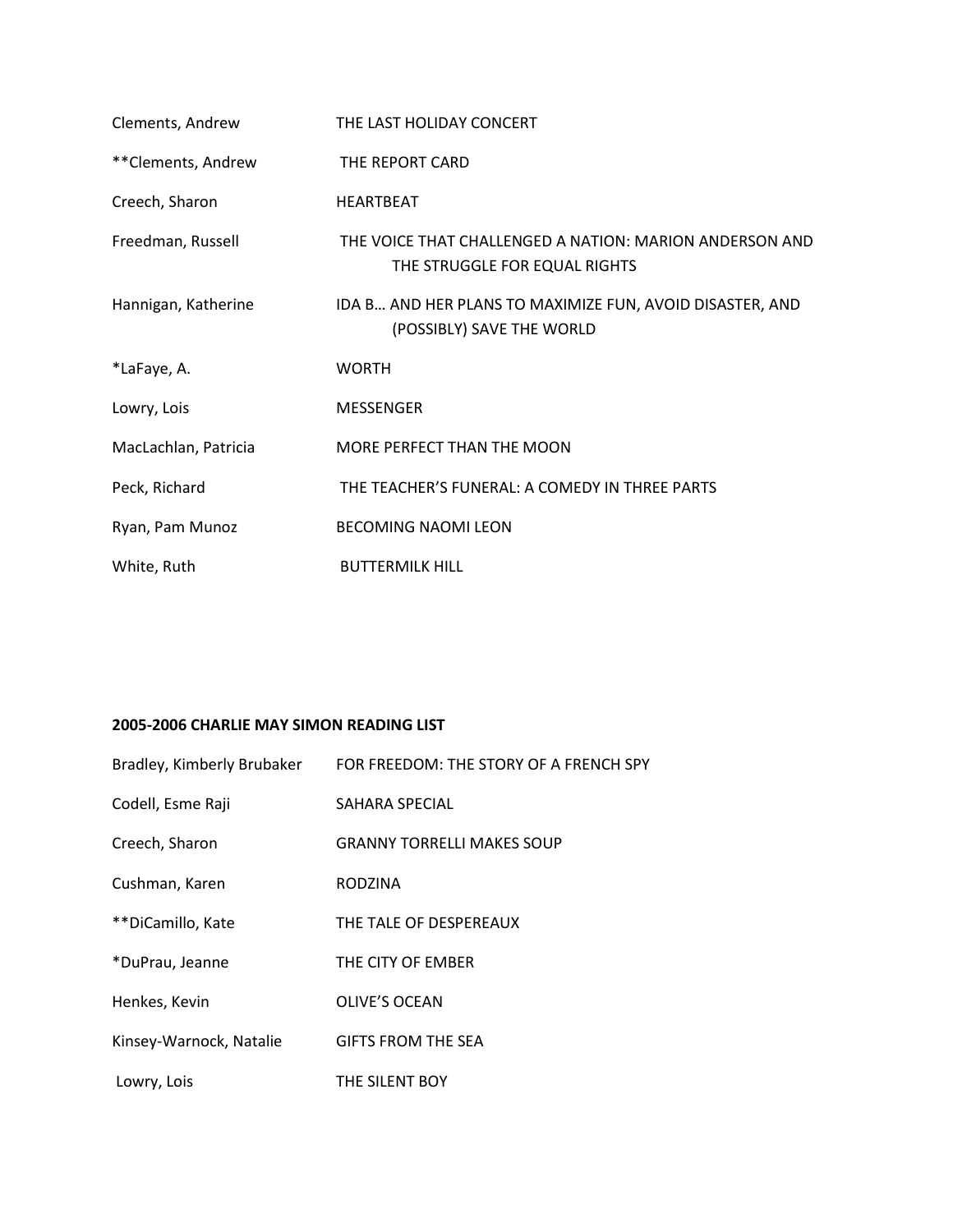| | |
|---|---|
| Clements, Andrew | THE LAST HOLIDAY CONCERT |
| **Clements, Andrew | THE REPORT CARD |
| Creech, Sharon | HEARTBEAT |
| Freedman, Russell | THE VOICE THAT CHALLENGED A NATION: MARION ANDERSON AND THE STRUGGLE FOR EQUAL RIGHTS |
| Hannigan, Katherine | IDA B… AND HER PLANS TO MAXIMIZE FUN, AVOID DISASTER, AND (POSSIBLY) SAVE THE WORLD |
| *LaFaye, A. | WORTH |
| Lowry, Lois | MESSENGER |
| MacLachlan, Patricia | MORE PERFECT THAN THE MOON |
| Peck, Richard | THE TEACHER'S FUNERAL: A COMEDY IN THREE PARTS |
| Ryan, Pam Munoz | BECOMING NAOMI LEON |
| White, Ruth | BUTTERMILK HILL |

**2005-2006 CHARLIE MAY SIMON READING LIST**

| | |
|---|---|
| Bradley, Kimberly Brubaker | FOR FREEDOM: THE STORY OF A FRENCH SPY |
| Codell, Esme Raji | SAHARA SPECIAL |
| Creech, Sharon | GRANNY TORRELLI MAKES SOUP |
| Cushman, Karen | RODZINA |
| **DiCamillo, Kate | THE TALE OF DESPEREAUX |
| *DuPrau, Jeanne | THE CITY OF EMBER |
| Henkes, Kevin | OLIVE'S OCEAN |
| Kinsey-Warnock, Natalie | GIFTS FROM THE SEA |
| Lowry, Lois | THE SILENT BOY |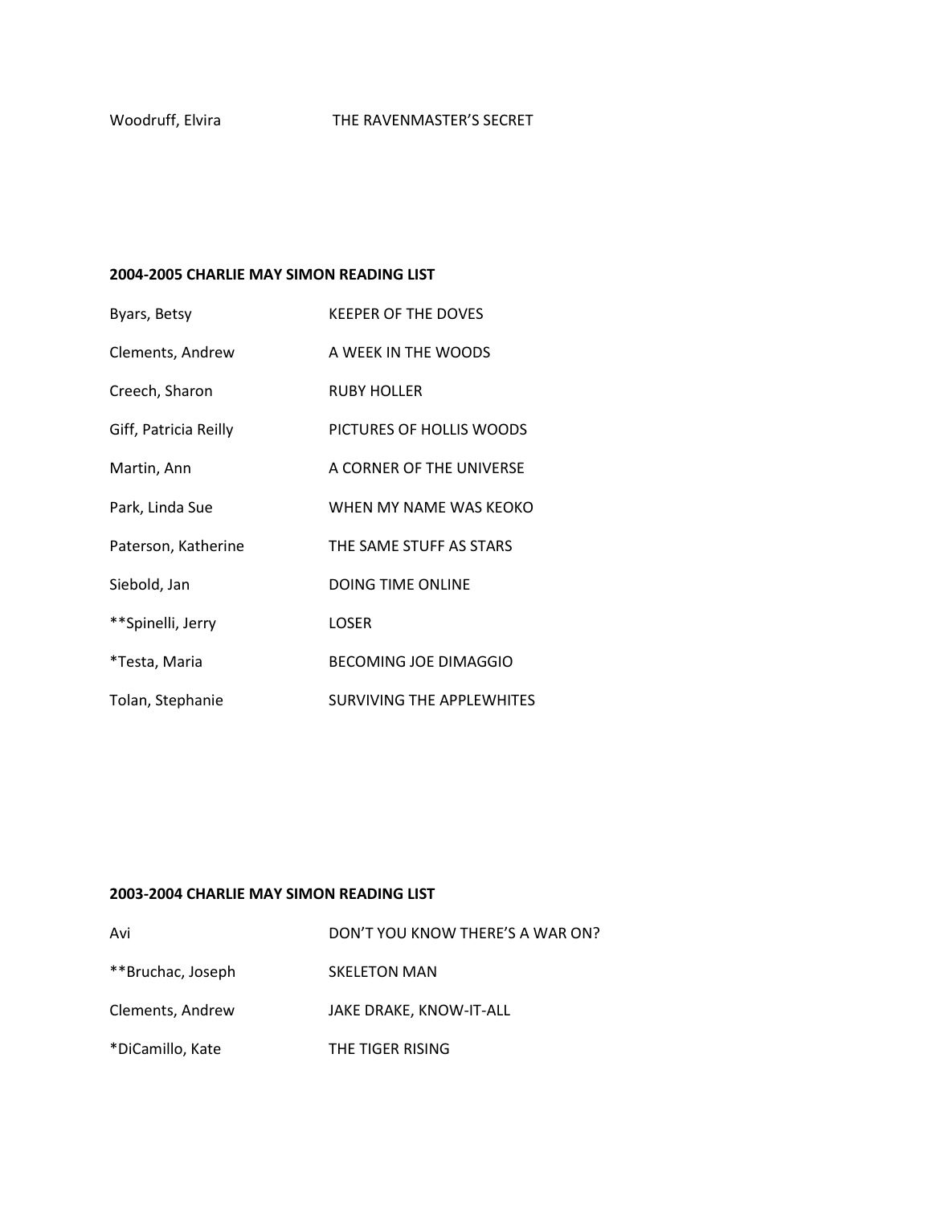Woodruff, Elvira THE RAVENMASTER'S SECRET

**2004-2005 CHARLIE MAY SIMON READING LIST**

| | |
|---|---|
| Byars, Betsy | KEEPER OF THE DOVES |
| Clements, Andrew | A WEEK IN THE WOODS |
| Creech, Sharon | RUBY HOLLER |
| Giff, Patricia Reilly | PICTURES OF HOLLIS WOODS |
| Martin, Ann | A CORNER OF THE UNIVERSE |
| Park, Linda Sue | WHEN MY NAME WAS KEOKO |
| Paterson, Katherine | THE SAME STUFF AS STARS |
| Siebold, Jan | DOING TIME ONLINE |
| **Spinelli, Jerry | LOSER |
| *Testa, Maria | BECOMING JOE DIMAGGIO |
| Tolan, Stephanie | SURVIVING THE APPLEWHITES |

**2003-2004 CHARLIE MAY SIMON READING LIST**

| | |
|---|---|
| Avi | DON'T YOU KNOW THERE'S A WAR ON? |
| **Bruchac, Joseph | SKELETON MAN |
| Clements, Andrew | JAKE DRAKE, KNOW-IT-ALL |
| *DiCamillo, Kate | THE TIGER RISING |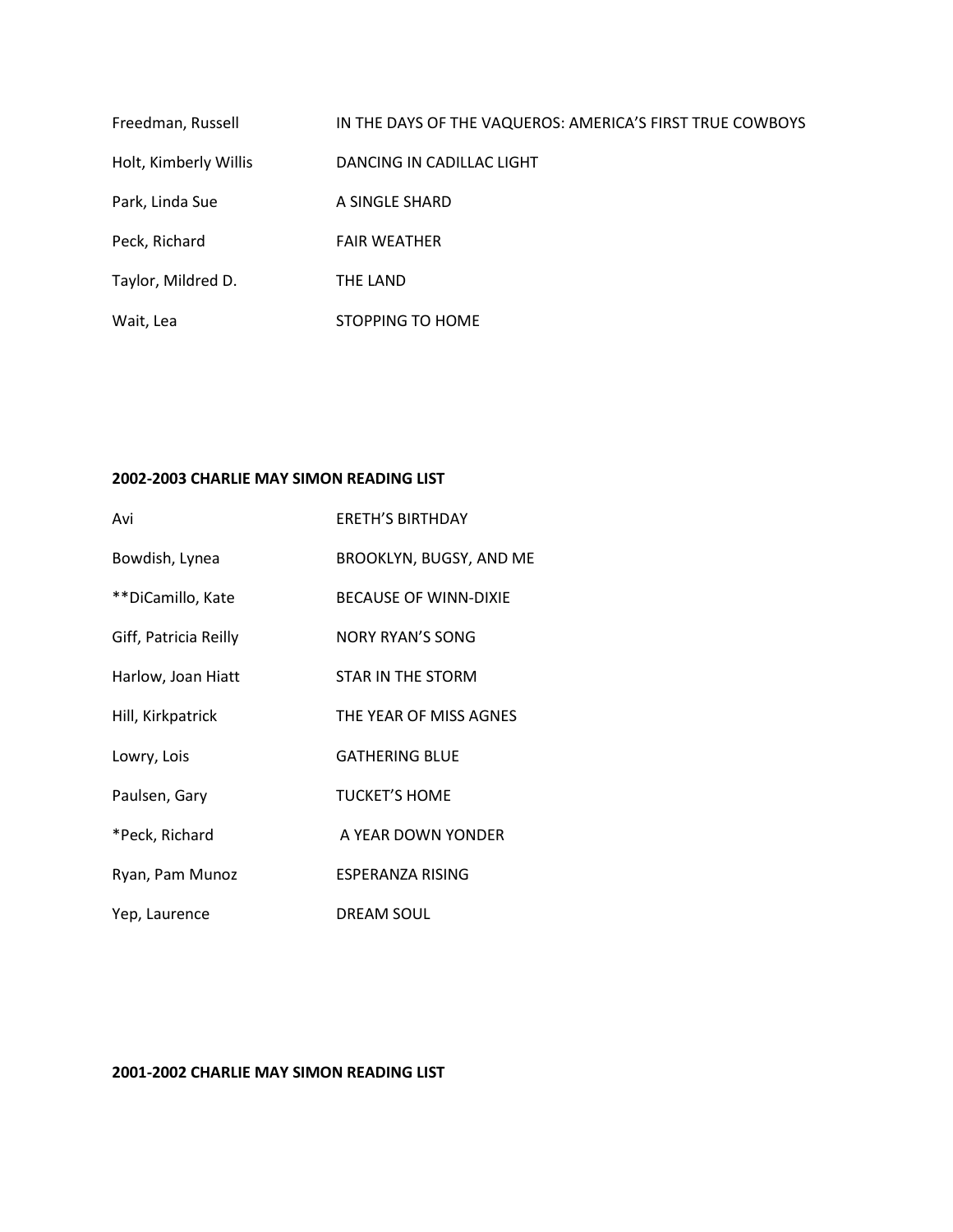| | |
|---|---|
| Freedman, Russell | IN THE DAYS OF THE VAQUEROS: AMERICA'S FIRST TRUE COWBOYS |
| Holt, Kimberly Willis | DANCING IN CADILLAC LIGHT |
| Park, Linda Sue | A SINGLE SHARD |
| Peck, Richard | FAIR WEATHER |
| Taylor, Mildred D. | THE LAND |
| Wait, Lea | STOPPING TO HOME |

**2002-2003 CHARLIE MAY SIMON READING LIST**

| | |
|---|---|
| Avi | ERETH'S BIRTHDAY |
| Bowdish, Lynea | BROOKLYN, BUGSY, AND ME |
| **DiCamillo, Kate | BECAUSE OF WINN-DIXIE |
| Giff, Patricia Reilly | NORY RYAN'S SONG |
| Harlow, Joan Hiatt | STAR IN THE STORM |
| Hill, Kirkpatrick | THE YEAR OF MISS AGNES |
| Lowry, Lois | GATHERING BLUE |
| Paulsen, Gary | TUCKET'S HOME |
| *Peck, Richard | A YEAR DOWN YONDER |
| Ryan, Pam Munoz | ESPERANZA RISING |
| Yep, Laurence | DREAM SOUL |

**2001-2002 CHARLIE MAY SIMON READING LIST**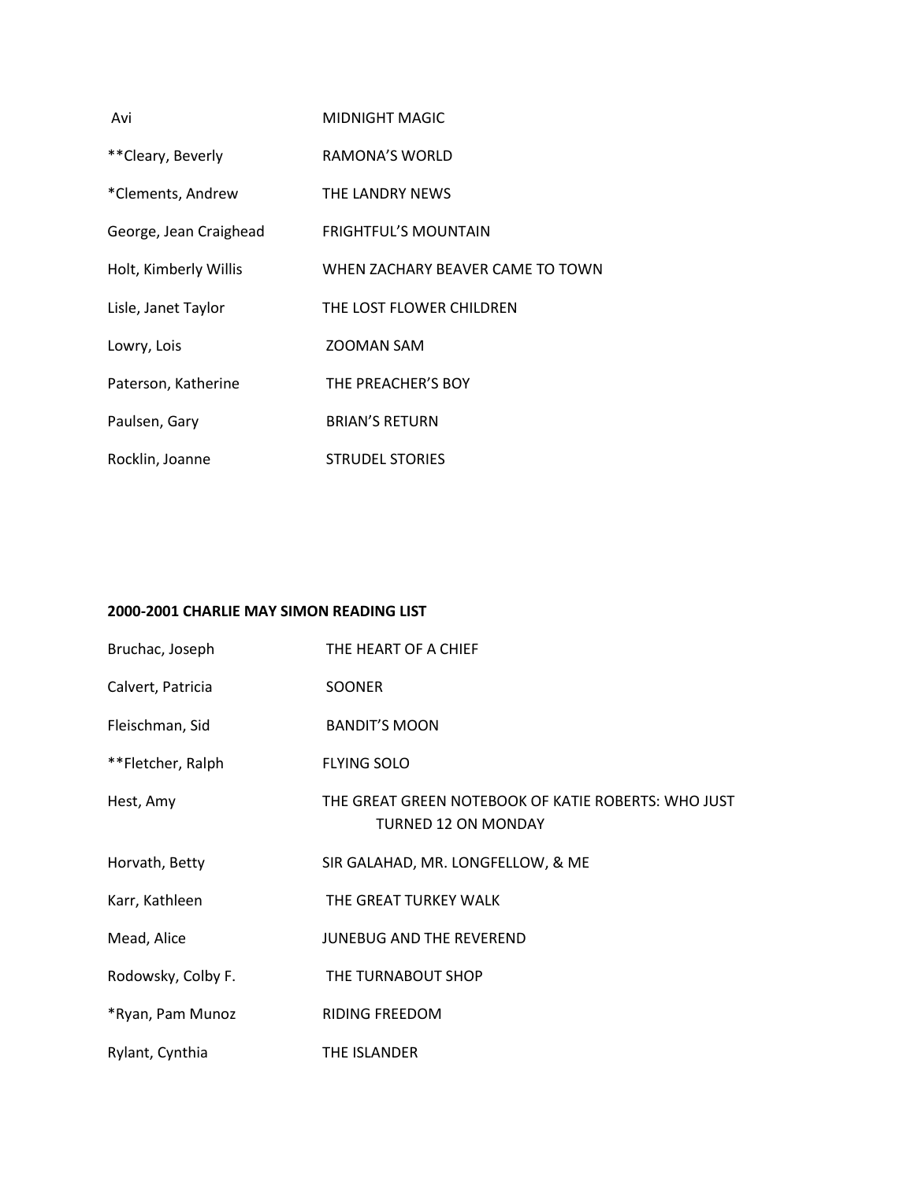| | |
|---|---|
| Avi | MIDNIGHT MAGIC |
| **Cleary, Beverly | RAMONA'S WORLD |
| *Clements, Andrew | THE LANDRY NEWS |
| George, Jean Craighead | FRIGHTFUL'S MOUNTAIN |
| Holt, Kimberly Willis | WHEN ZACHARY BEAVER CAME TO TOWN |
| Lisle, Janet Taylor | THE LOST FLOWER CHILDREN |
| Lowry, Lois | ZOOMAN SAM |
| Paterson, Katherine | THE PREACHER'S BOY |
| Paulsen, Gary | BRIAN'S RETURN |
| Rocklin, Joanne | STRUDEL STORIES |

**2000-2001 CHARLIE MAY SIMON READING LIST**

| | |
|---|---|
| Bruchac, Joseph | THE HEART OF A CHIEF |
| Calvert, Patricia | SOONER |
| Fleischman, Sid | BANDIT'S MOON |
| **Fletcher, Ralph | FLYING SOLO |
| Hest, Amy | THE GREAT GREEN NOTEBOOK OF KATIE ROBERTS: WHO JUST TURNED 12 ON MONDAY |
| Horvath, Betty | SIR GALAHAD, MR. LONGFELLOW, & ME |
| Karr, Kathleen | THE GREAT TURKEY WALK |
| Mead, Alice | JUNEBUG AND THE REVEREND |
| Rodowsky, Colby F. | THE TURNABOUT SHOP |
| *Ryan, Pam Munoz | RIDING FREEDOM |
| Rylant, Cynthia | THE ISLANDER |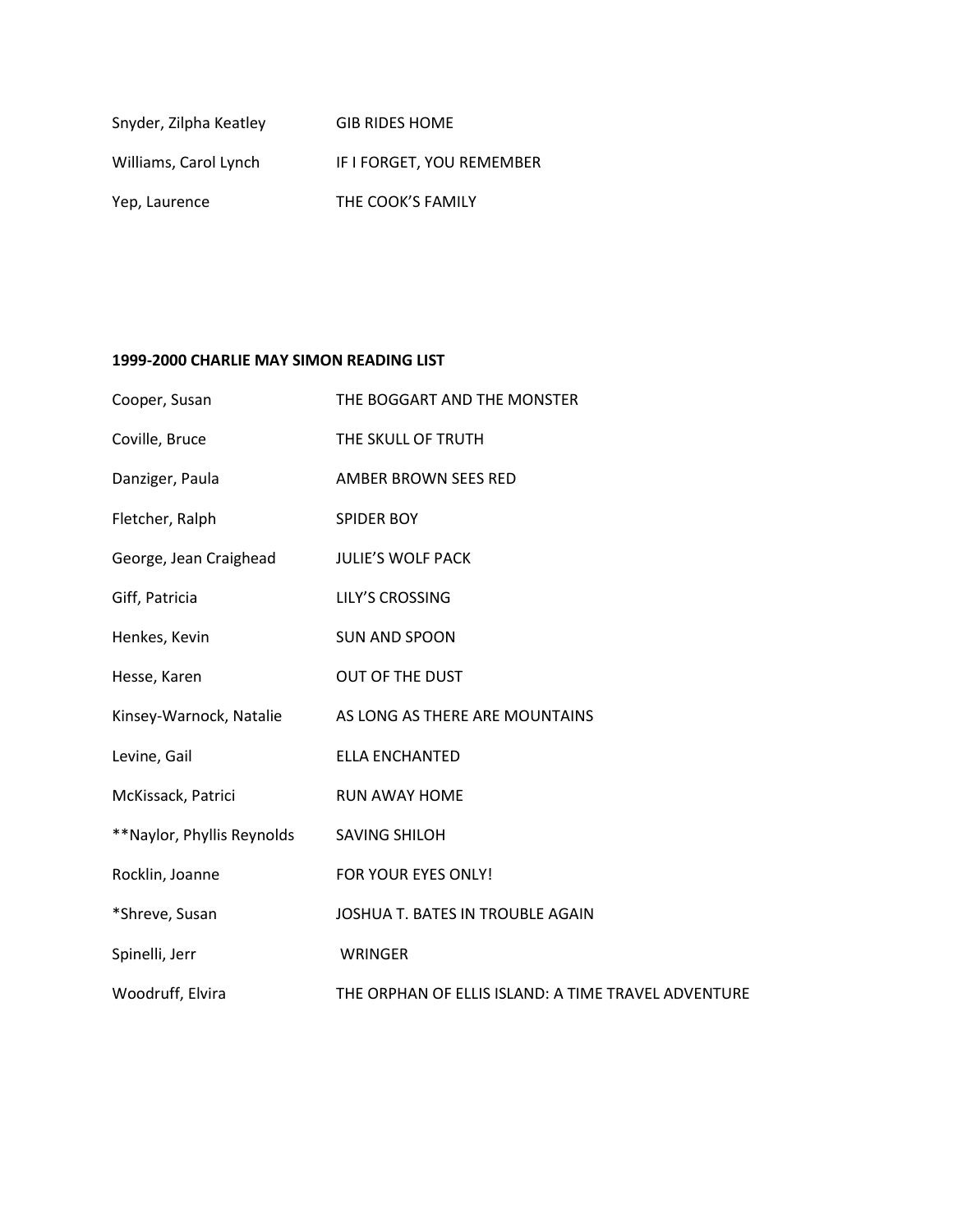| | |
|---|---|
| Snyder, Zilpha Keatley | GIB RIDES HOME |
| Williams, Carol Lynch | IF I FORGET, YOU REMEMBER |
| Yep, Laurence | THE COOK'S FAMILY |

**1999-2000 CHARLIE MAY SIMON READING LIST**

| | |
|---|---|
| Cooper, Susan | THE BOGGART AND THE MONSTER |
| Coville, Bruce | THE SKULL OF TRUTH |
| Danziger, Paula | AMBER BROWN SEES RED |
| Fletcher, Ralph | SPIDER BOY |
| George, Jean Craighead | JULIE'S WOLF PACK |
| Giff, Patricia | LILY'S CROSSING |
| Henkes, Kevin | SUN AND SPOON |
| Hesse, Karen | OUT OF THE DUST |
| Kinsey-Warnock, Natalie | AS LONG AS THERE ARE MOUNTAINS |
| Levine, Gail | ELLA ENCHANTED |
| McKissack, Patrici | RUN AWAY HOME |
| **Naylor, Phyllis Reynolds | SAVING SHILOH |
| Rocklin, Joanne | FOR YOUR EYES ONLY! |
| *Shreve, Susan | JOSHUA T. BATES IN TROUBLE AGAIN |
| Spinelli, Jerr | WRINGER |
| Woodruff, Elvira | THE ORPHAN OF ELLIS ISLAND: A TIME TRAVEL ADVENTURE |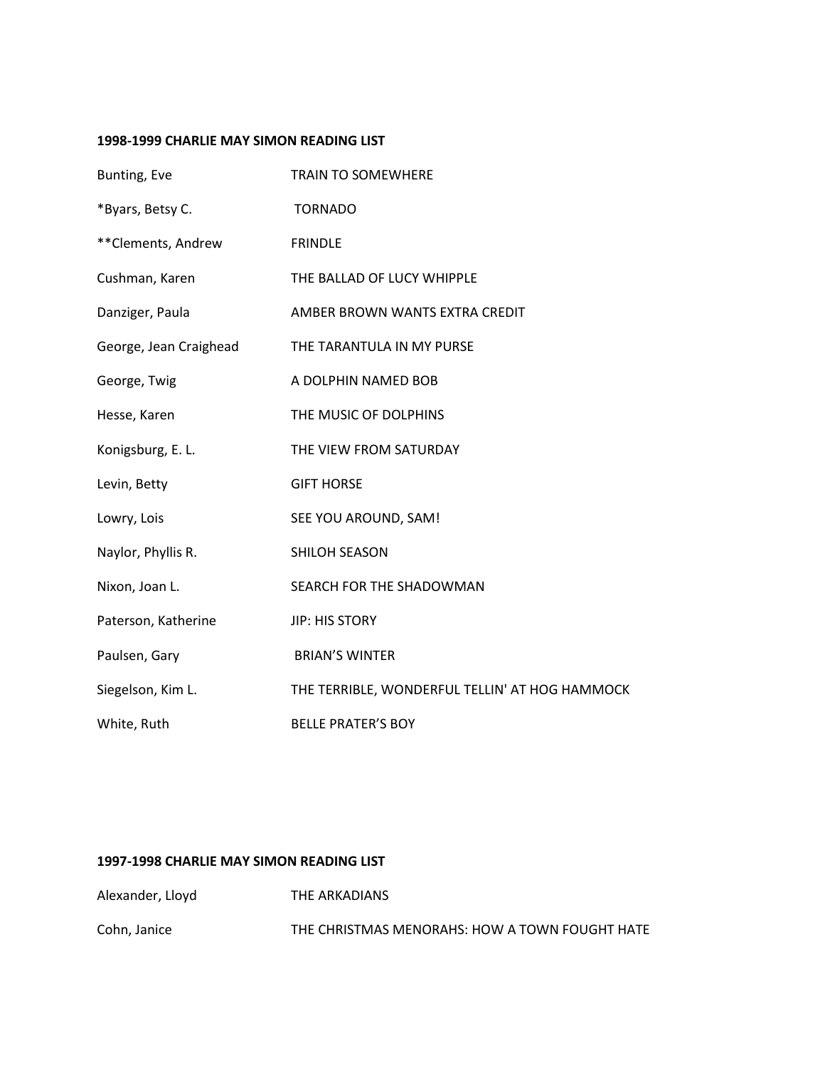**1998-1999 CHARLIE MAY SIMON READING LIST**

| | |
|---|---|
| Bunting, Eve | TRAIN TO SOMEWHERE |
| *Byars, Betsy C. | TORNADO |
| **Clements, Andrew | FRINDLE |
| Cushman, Karen | THE BALLAD OF LUCY WHIPPLE |
| Danziger, Paula | AMBER BROWN WANTS EXTRA CREDIT |
| George, Jean Craighead | THE TARANTULA IN MY PURSE |
| George, Twig | A DOLPHIN NAMED BOB |
| Hesse, Karen | THE MUSIC OF DOLPHINS |
| Konigsburg, E. L. | THE VIEW FROM SATURDAY |
| Levin, Betty | GIFT HORSE |
| Lowry, Lois | SEE YOU AROUND, SAM! |
| Naylor, Phyllis R. | SHILOH SEASON |
| Nixon, Joan L. | SEARCH FOR THE SHADOWMAN |
| Paterson, Katherine | JIP: HIS STORY |
| Paulsen, Gary | BRIAN'S WINTER |
| Siegelson, Kim L. | THE TERRIBLE, WONDERFUL TELLIN' AT HOG HAMMOCK |
| White, Ruth | BELLE PRATER'S BOY |

**1997-1998 CHARLIE MAY SIMON READING LIST**

| | |
|---|---|
| Alexander, Lloyd | THE ARKADIANS |
| Cohn, Janice | THE CHRISTMAS MENORAHS: HOW A TOWN FOUGHT HATE |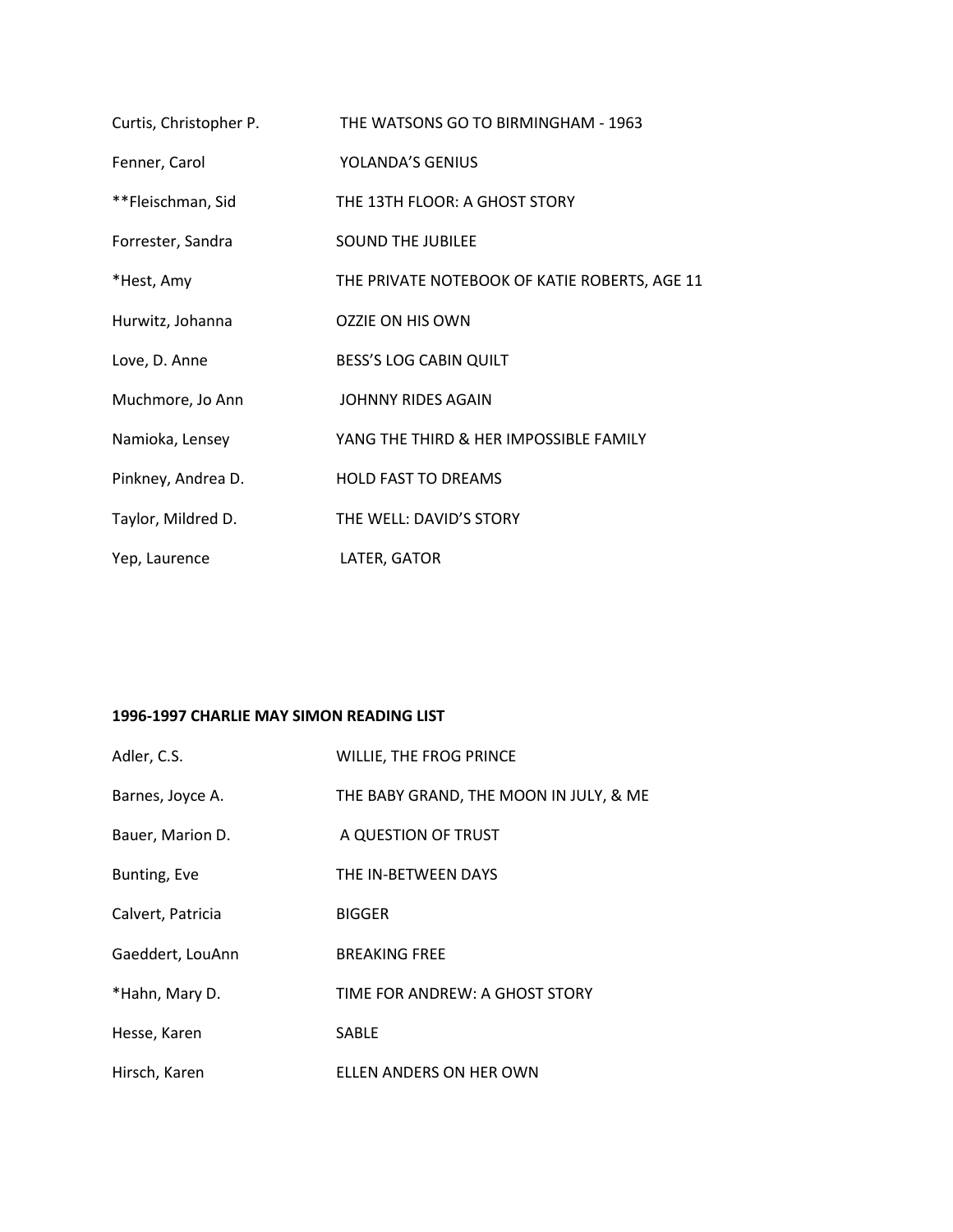| | |
|---|---|
| Curtis, Christopher P. | THE WATSONS GO TO BIRMINGHAM - 1963 |
| Fenner, Carol | YOLANDA'S GENIUS |
| **Fleischman, Sid | THE 13TH FLOOR: A GHOST STORY |
| Forrester, Sandra | SOUND THE JUBILEE |
| *Hest, Amy | THE PRIVATE NOTEBOOK OF KATIE ROBERTS, AGE 11 |
| Hurwitz, Johanna | OZZIE ON HIS OWN |
| Love, D. Anne | BESS'S LOG CABIN QUILT |
| Muchmore, Jo Ann | JOHNNY RIDES AGAIN |
| Namioka, Lensey | YANG THE THIRD & HER IMPOSSIBLE FAMILY |
| Pinkney, Andrea D. | HOLD FAST TO DREAMS |
| Taylor, Mildred D. | THE WELL: DAVID'S STORY |
| Yep, Laurence | LATER, GATOR |

**1996-1997 CHARLIE MAY SIMON READING LIST**

| | |
|---|---|
| Adler, C.S. | WILLIE, THE FROG PRINCE |
| Barnes, Joyce A. | THE BABY GRAND, THE MOON IN JULY, & ME |
| Bauer, Marion D. | A QUESTION OF TRUST |
| Bunting, Eve | THE IN-BETWEEN DAYS |
| Calvert, Patricia | BIGGER |
| Gaeddert, LouAnn | BREAKING FREE |
| *Hahn, Mary D. | TIME FOR ANDREW: A GHOST STORY |
| Hesse, Karen | SABLE |
| Hirsch, Karen | ELLEN ANDERS ON HER OWN |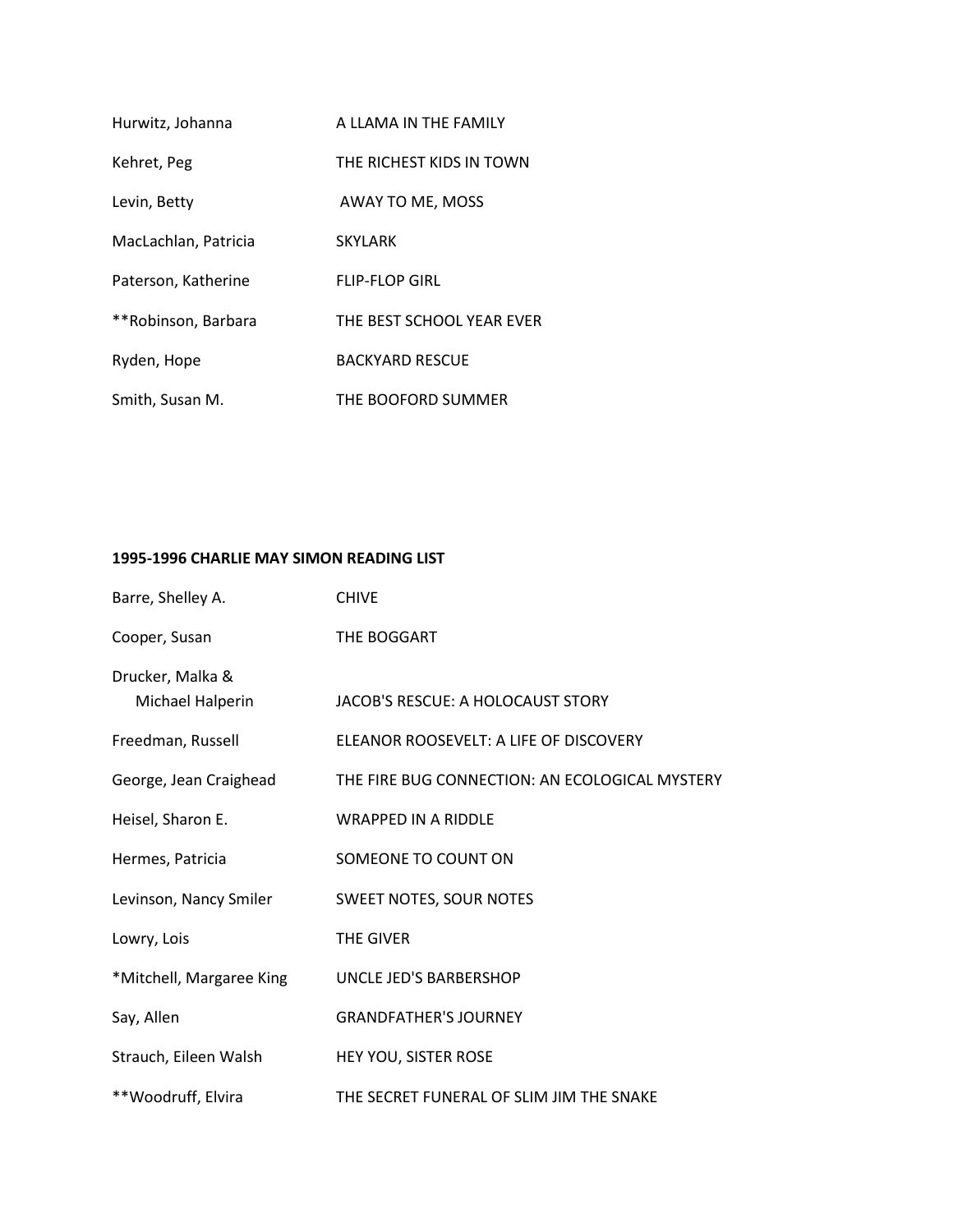| | |
|---|---|
| Hurwitz, Johanna | A LLAMA IN THE FAMILY |
| Kehret, Peg | THE RICHEST KIDS IN TOWN |
| Levin, Betty | AWAY TO ME, MOSS |
| MacLachlan, Patricia | SKYLARK |
| Paterson, Katherine | FLIP-FLOP GIRL |
| **Robinson, Barbara | THE BEST SCHOOL YEAR EVER |
| Ryden, Hope | BACKYARD RESCUE |
| Smith, Susan M. | THE BOOFORD SUMMER |

**1995-1996 CHARLIE MAY SIMON READING LIST**

| | |
|---|---|
| Barre, Shelley A. | CHIVE |
| Cooper, Susan | THE BOGGART |
| Drucker, Malka & Michael Halperin | JACOB'S RESCUE: A HOLOCAUST STORY |
| Freedman, Russell | ELEANOR ROOSEVELT: A LIFE OF DISCOVERY |
| George, Jean Craighead | THE FIRE BUG CONNECTION: AN ECOLOGICAL MYSTERY |
| Heisel, Sharon E. | WRAPPED IN A RIDDLE |
| Hermes, Patricia | SOMEONE TO COUNT ON |
| Levinson, Nancy Smiler | SWEET NOTES, SOUR NOTES |
| Lowry, Lois | THE GIVER |
| *Mitchell, Margaree King | UNCLE JED'S BARBERSHOP |
| Say, Allen | GRANDFATHER'S JOURNEY |
| Strauch, Eileen Walsh | HEY YOU, SISTER ROSE |
| **Woodruff, Elvira | THE SECRET FUNERAL OF SLIM JIM THE SNAKE |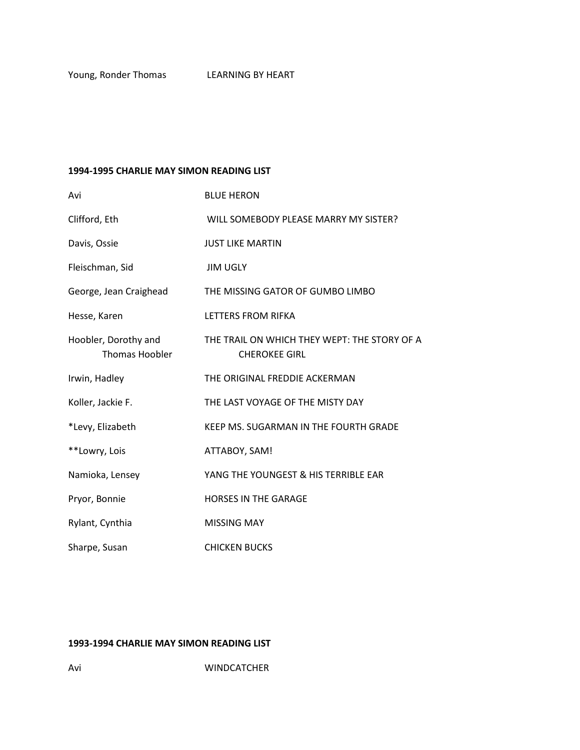| | |
|---|---|
| Young, Ronder Thomas | LEARNING BY HEART |

**1994-1995 CHARLIE MAY SIMON READING LIST**

| | |
|---|---|
| Avi | BLUE HERON |
| Clifford, Eth | WILL SOMEBODY PLEASE MARRY MY SISTER? |
| Davis, Ossie | JUST LIKE MARTIN |
| Fleischman, Sid | JIM UGLY |
| George, Jean Craighead | THE MISSING GATOR OF GUMBO LIMBO |
| Hesse, Karen | LETTERS FROM RIFKA |
| Hoobler, Dorothy and Thomas Hoobler | THE TRAIL ON WHICH THEY WEPT: THE STORY OF A CHEROKEE GIRL |
| Irwin, Hadley | THE ORIGINAL FREDDIE ACKERMAN |
| Koller, Jackie F. | THE LAST VOYAGE OF THE MISTY DAY |
| *Levy, Elizabeth | KEEP MS. SUGARMAN IN THE FOURTH GRADE |
| **Lowry, Lois | ATTABOY, SAM! |
| Namioka, Lensey | YANG THE YOUNGEST & HIS TERRIBLE EAR |
| Pryor, Bonnie | HORSES IN THE GARAGE |
| Rylant, Cynthia | MISSING MAY |
| Sharpe, Susan | CHICKEN BUCKS |

**1993-1994 CHARLIE MAY SIMON READING LIST**

| | |
|---|---|
| Avi | WINDCATCHER |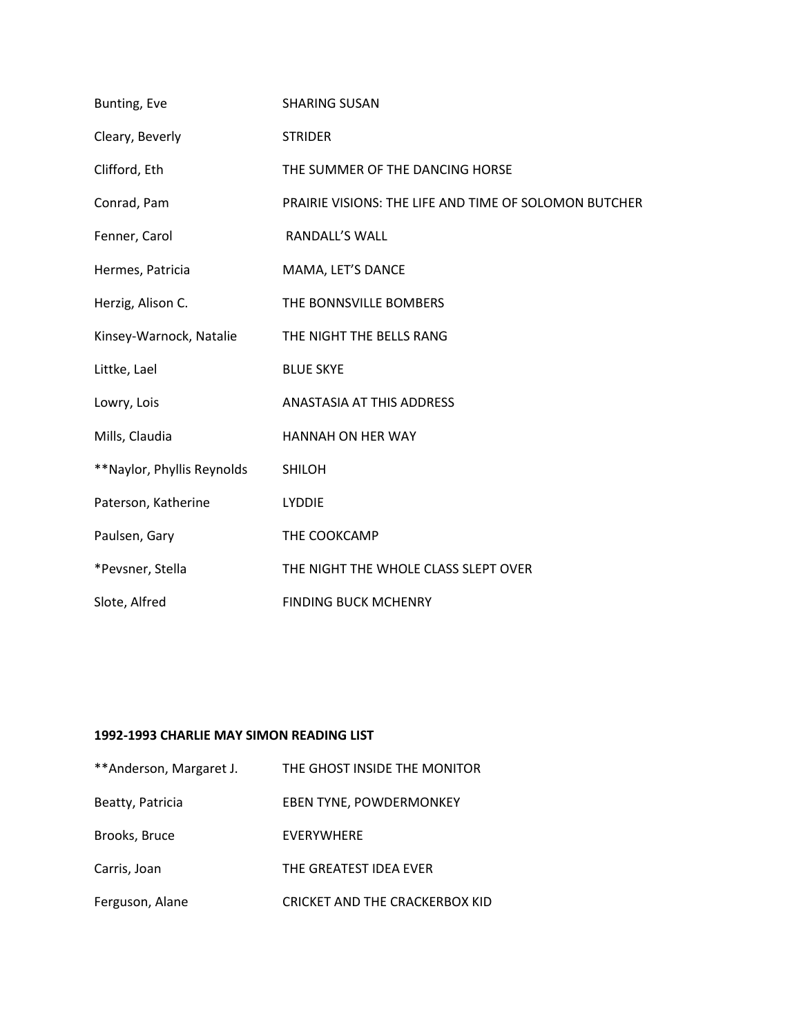| | |
|---|---|
| Bunting, Eve | SHARING SUSAN |
| Cleary, Beverly | STRIDER |
| Clifford, Eth | THE SUMMER OF THE DANCING HORSE |
| Conrad, Pam | PRAIRIE VISIONS: THE LIFE AND TIME OF SOLOMON BUTCHER |
| Fenner, Carol | RANDALL'S WALL |
| Hermes, Patricia | MAMA, LET'S DANCE |
| Herzig, Alison C. | THE BONNSVILLE BOMBERS |
| Kinsey-Warnock, Natalie | THE NIGHT THE BELLS RANG |
| Littke, Lael | BLUE SKYE |
| Lowry, Lois | ANASTASIA AT THIS ADDRESS |
| Mills, Claudia | HANNAH ON HER WAY |
| **Naylor, Phyllis Reynolds | SHILOH |
| Paterson, Katherine | LYDDIE |
| Paulsen, Gary | THE COOKCAMP |
| *Pevsner, Stella | THE NIGHT THE WHOLE CLASS SLEPT OVER |
| Slote, Alfred | FINDING BUCK MCHENRY |

**1992-1993 CHARLIE MAY SIMON READING LIST**

| | |
|---|---|
| **Anderson, Margaret J. | THE GHOST INSIDE THE MONITOR |
| Beatty, Patricia | EBEN TYNE, POWDERMONKEY |
| Brooks, Bruce | EVERYWHERE |
| Carris, Joan | THE GREATEST IDEA EVER |
| Ferguson, Alane | CRICKET AND THE CRACKERBOX KID |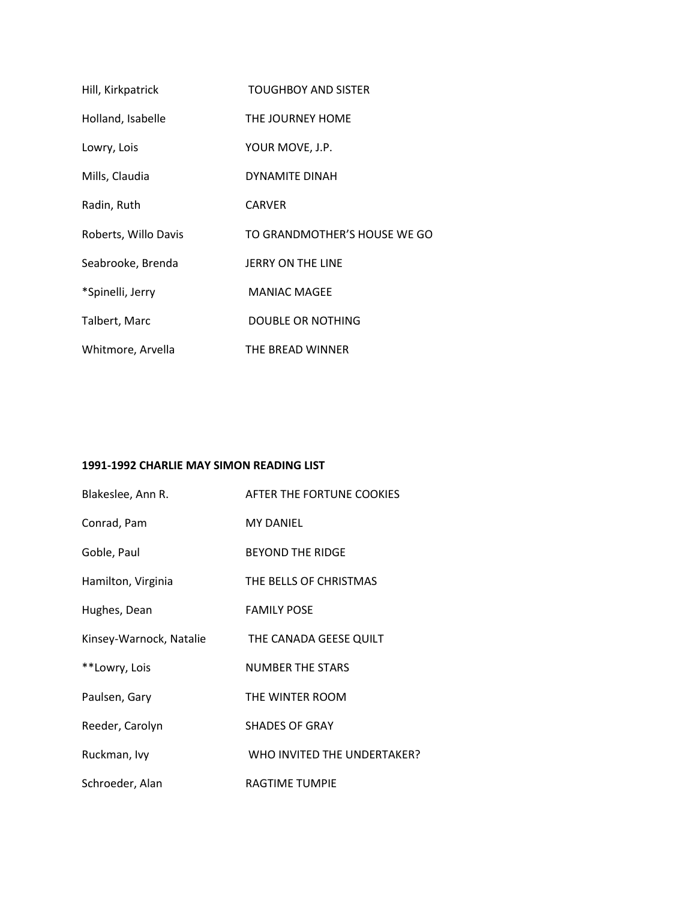| | |
|---|---|
| Hill, Kirkpatrick | TOUGHBOY AND SISTER |
| Holland, Isabelle | THE JOURNEY HOME |
| Lowry, Lois | YOUR MOVE, J.P. |
| Mills, Claudia | DYNAMITE DINAH |
| Radin, Ruth | CARVER |
| Roberts, Willo Davis | TO GRANDMOTHER'S HOUSE WE GO |
| Seabrooke, Brenda | JERRY ON THE LINE |
| *Spinelli, Jerry | MANIAC MAGEE |
| Talbert, Marc | DOUBLE OR NOTHING |
| Whitmore, Arvella | THE BREAD WINNER |

**1991-1992 CHARLIE MAY SIMON READING LIST**

| | |
|---|---|
| Blakeslee, Ann R. | AFTER THE FORTUNE COOKIES |
| Conrad, Pam | MY DANIEL |
| Goble, Paul | BEYOND THE RIDGE |
| Hamilton, Virginia | THE BELLS OF CHRISTMAS |
| Hughes, Dean | FAMILY POSE |
| Kinsey-Warnock, Natalie | THE CANADA GEESE QUILT |
| **Lowry, Lois | NUMBER THE STARS |
| Paulsen, Gary | THE WINTER ROOM |
| Reeder, Carolyn | SHADES OF GRAY |
| Ruckman, Ivy | WHO INVITED THE UNDERTAKER? |
| Schroeder, Alan | RAGTIME TUMPIE |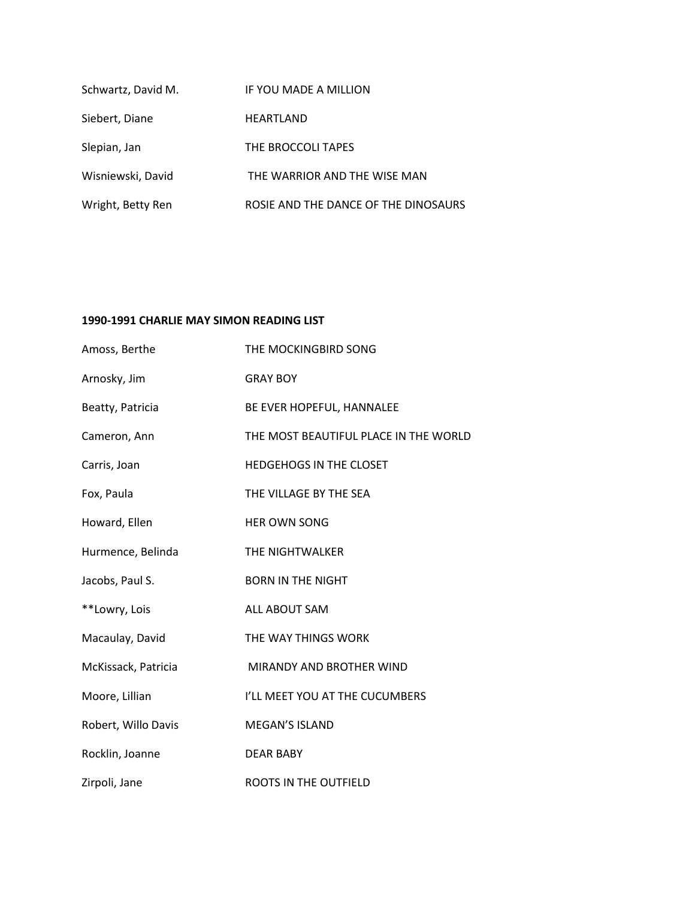| | |
|---|---|
| Schwartz, David M. | IF YOU MADE A MILLION |
| Siebert, Diane | HEARTLAND |
| Slepian, Jan | THE BROCCOLI TAPES |
| Wisniewski, David | THE WARRIOR AND THE WISE MAN |
| Wright, Betty Ren | ROSIE AND THE DANCE OF THE DINOSAURS |

**1990-1991 CHARLIE MAY SIMON READING LIST**

| | |
|---|---|
| Amoss, Berthe | THE MOCKINGBIRD SONG |
| Arnosky, Jim | GRAY BOY |
| Beatty, Patricia | BE EVER HOPEFUL, HANNALEE |
| Cameron, Ann | THE MOST BEAUTIFUL PLACE IN THE WORLD |
| Carris, Joan | HEDGEHOGS IN THE CLOSET |
| Fox, Paula | THE VILLAGE BY THE SEA |
| Howard, Ellen | HER OWN SONG |
| Hurmence, Belinda | THE NIGHTWALKER |
| Jacobs, Paul S. | BORN IN THE NIGHT |
| **Lowry, Lois | ALL ABOUT SAM |
| Macaulay, David | THE WAY THINGS WORK |
| McKissack, Patricia | MIRANDY AND BROTHER WIND |
| Moore, Lillian | I'LL MEET YOU AT THE CUCUMBERS |
| Robert, Willo Davis | MEGAN'S ISLAND |
| Rocklin, Joanne | DEAR BABY |
| Zirpoli, Jane | ROOTS IN THE OUTFIELD |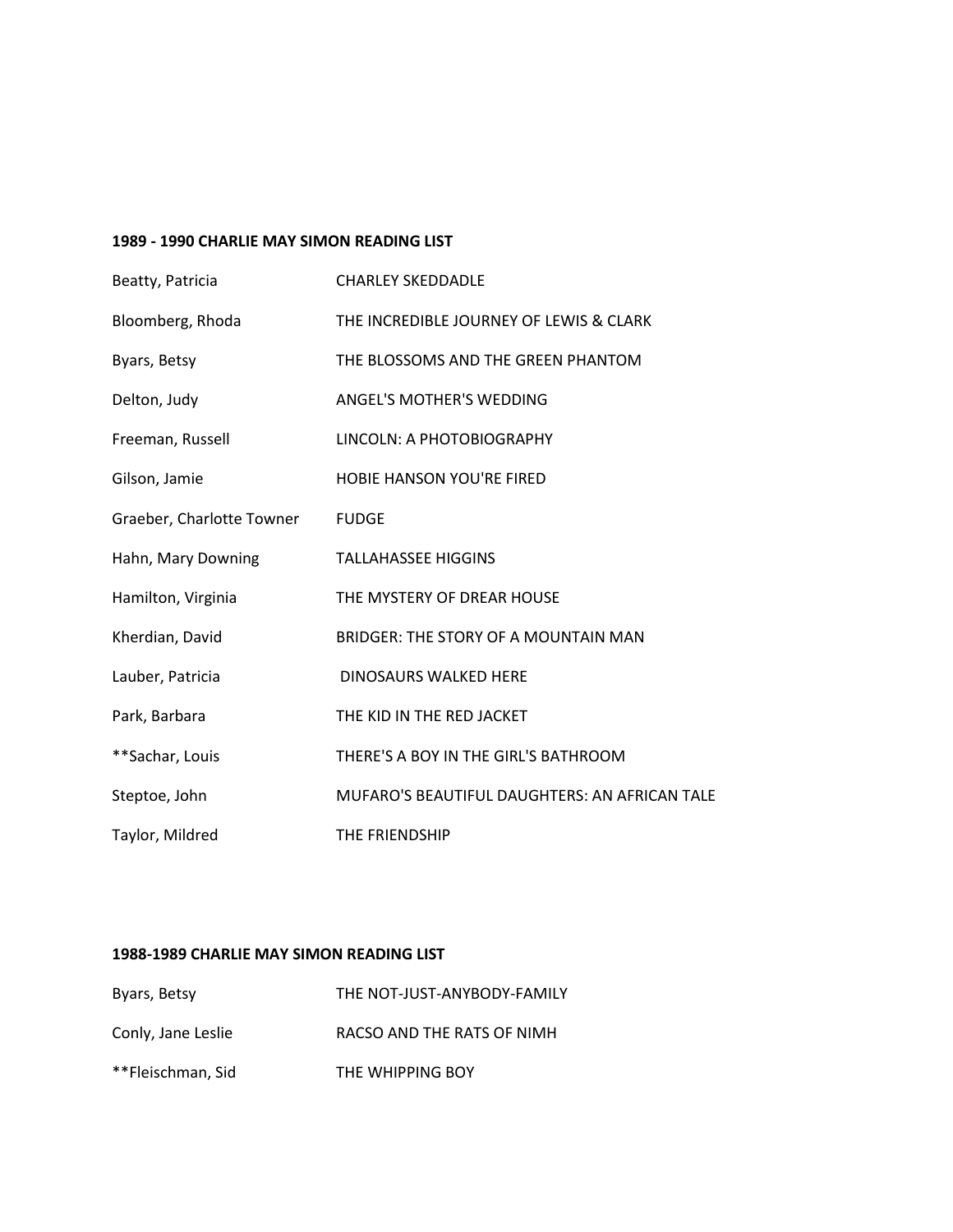**1989 - 1990 CHARLIE MAY SIMON READING LIST**

| | |
|---|---|
| Beatty, Patricia | CHARLEY SKEDDADLE |
| Bloomberg, Rhoda | THE INCREDIBLE JOURNEY OF LEWIS & CLARK |
| Byars, Betsy | THE BLOSSOMS AND THE GREEN PHANTOM |
| Delton, Judy | ANGEL'S MOTHER'S WEDDING |
| Freeman, Russell | LINCOLN: A PHOTOBIOGRAPHY |
| Gilson, Jamie | HOBIE HANSON YOU'RE FIRED |
| Graeber, Charlotte Towner | FUDGE |
| Hahn, Mary Downing | TALLAHASSEE HIGGINS |
| Hamilton, Virginia | THE MYSTERY OF DREAR HOUSE |
| Kherdian, David | BRIDGER: THE STORY OF A MOUNTAIN MAN |
| Lauber, Patricia | DINOSAURS WALKED HERE |
| Park, Barbara | THE KID IN THE RED JACKET |
| **Sachar, Louis | THERE'S A BOY IN THE GIRL'S BATHROOM |
| Steptoe, John | MUFARO'S BEAUTIFUL DAUGHTERS: AN AFRICAN TALE |
| Taylor, Mildred | THE FRIENDSHIP |

**1988-1989 CHARLIE MAY SIMON READING LIST**

| | |
|---|---|
| Byars, Betsy | THE NOT-JUST-ANYBODY-FAMILY |
| Conly, Jane Leslie | RACSO AND THE RATS OF NIMH |
| **Fleischman, Sid | THE WHIPPING BOY |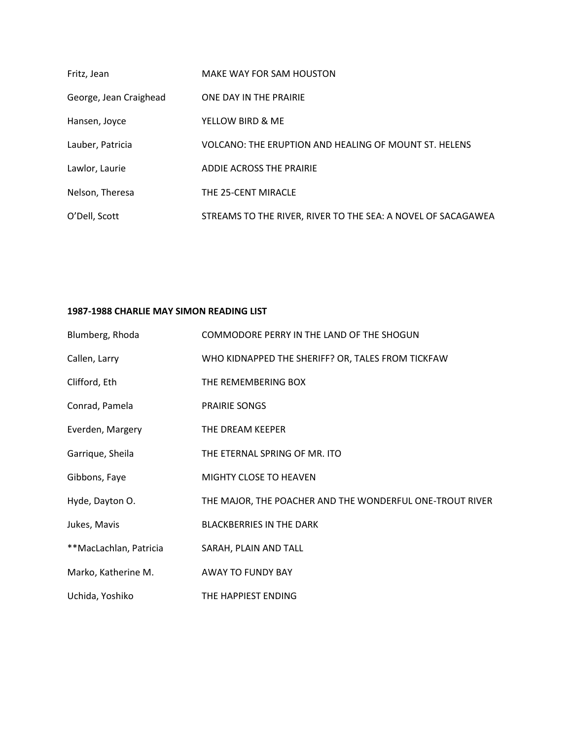| | |
|---|---|
| Fritz, Jean | MAKE WAY FOR SAM HOUSTON |
| George, Jean Craighead | ONE DAY IN THE PRAIRIE |
| Hansen, Joyce | YELLOW BIRD & ME |
| Lauber, Patricia | VOLCANO: THE ERUPTION AND HEALING OF MOUNT ST. HELENS |
| Lawlor, Laurie | ADDIE ACROSS THE PRAIRIE |
| Nelson, Theresa | THE 25-CENT MIRACLE |
| O'Dell, Scott | STREAMS TO THE RIVER, RIVER TO THE SEA: A NOVEL OF SACAGAWEA |

**1987-1988 CHARLIE MAY SIMON READING LIST**

| | |
|---|---|
| Blumberg, Rhoda | COMMODORE PERRY IN THE LAND OF THE SHOGUN |
| Callen, Larry | WHO KIDNAPPED THE SHERIFF? OR, TALES FROM TICKFAW |
| Clifford, Eth | THE REMEMBERING BOX |
| Conrad, Pamela | PRAIRIE SONGS |
| Everden, Margery | THE DREAM KEEPER |
| Garrique, Sheila | THE ETERNAL SPRING OF MR. ITO |
| Gibbons, Faye | MIGHTY CLOSE TO HEAVEN |
| Hyde, Dayton O. | THE MAJOR, THE POACHER AND THE WONDERFUL ONE-TROUT RIVER |
| Jukes, Mavis | BLACKBERRIES IN THE DARK |
| **MacLachlan, Patricia | SARAH, PLAIN AND TALL |
| Marko, Katherine M. | AWAY TO FUNDY BAY |
| Uchida, Yoshiko | THE HAPPIEST ENDING |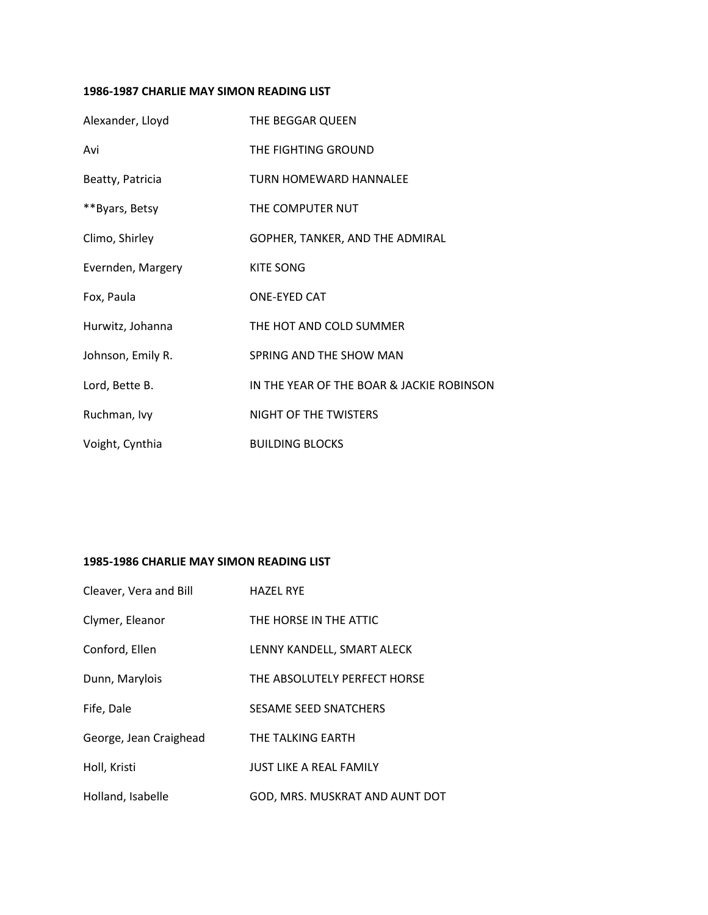**1986-1987 CHARLIE MAY SIMON READING LIST**

| | |
|---|---|
| Alexander, Lloyd | THE BEGGAR QUEEN |
| Avi | THE FIGHTING GROUND |
| Beatty, Patricia | TURN HOMEWARD HANNALEE |
| **Byars, Betsy | THE COMPUTER NUT |
| Climo, Shirley | GOPHER, TANKER, AND THE ADMIRAL |
| Evernden, Margery | KITE SONG |
| Fox, Paula | ONE-EYED CAT |
| Hurwitz, Johanna | THE HOT AND COLD SUMMER |
| Johnson, Emily R. | SPRING AND THE SHOW MAN |
| Lord, Bette B. | IN THE YEAR OF THE BOAR & JACKIE ROBINSON |
| Ruchman, Ivy | NIGHT OF THE TWISTERS |
| Voight, Cynthia | BUILDING BLOCKS |

**1985-1986 CHARLIE MAY SIMON READING LIST**

| | |
|---|---|
| Cleaver, Vera and Bill | HAZEL RYE |
| Clymer, Eleanor | THE HORSE IN THE ATTIC |
| Conford, Ellen | LENNY KANDELL, SMART ALECK |
| Dunn, Marylois | THE ABSOLUTELY PERFECT HORSE |
| Fife, Dale | SESAME SEED SNATCHERS |
| George, Jean Craighead | THE TALKING EARTH |
| Holl, Kristi | JUST LIKE A REAL FAMILY |
| Holland, Isabelle | GOD, MRS. MUSKRAT AND AUNT DOT |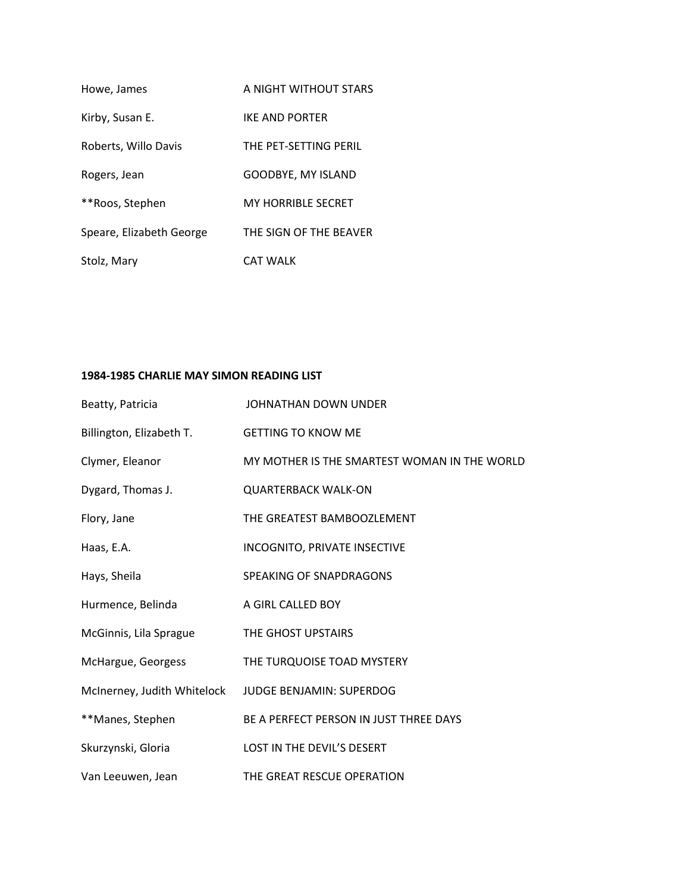| | |
|---|---|
| Howe, James | A NIGHT WITHOUT STARS |
| Kirby, Susan E. | IKE AND PORTER |
| Roberts, Willo Davis | THE PET-SETTING PERIL |
| Rogers, Jean | GOODBYE, MY ISLAND |
| **Roos, Stephen | MY HORRIBLE SECRET |
| Speare, Elizabeth George | THE SIGN OF THE BEAVER |
| Stolz, Mary | CAT WALK |

**1984-1985 CHARLIE MAY SIMON READING LIST**

| | |
|---|---|
| Beatty, Patricia | JOHNATHAN DOWN UNDER |
| Billington, Elizabeth T. | GETTING TO KNOW ME |
| Clymer, Eleanor | MY MOTHER IS THE SMARTEST WOMAN IN THE WORLD |
| Dygard, Thomas J. | QUARTERBACK WALK-ON |
| Flory, Jane | THE GREATEST BAMBOOZLEMENT |
| Haas, E.A. | INCOGNITO, PRIVATE INSECTIVE |
| Hays, Sheila | SPEAKING OF SNAPDRAGONS |
| Hurmence, Belinda | A GIRL CALLED BOY |
| McGinnis, Lila Sprague | THE GHOST UPSTAIRS |
| McHargue, Georgess | THE TURQUOISE TOAD MYSTERY |
| McInerney, Judith Whitelock | JUDGE BENJAMIN: SUPERDOG |
| **Manes, Stephen | BE A PERFECT PERSON IN JUST THREE DAYS |
| Skurzynski, Gloria | LOST IN THE DEVIL'S DESERT |
| Van Leeuwen, Jean | THE GREAT RESCUE OPERATION |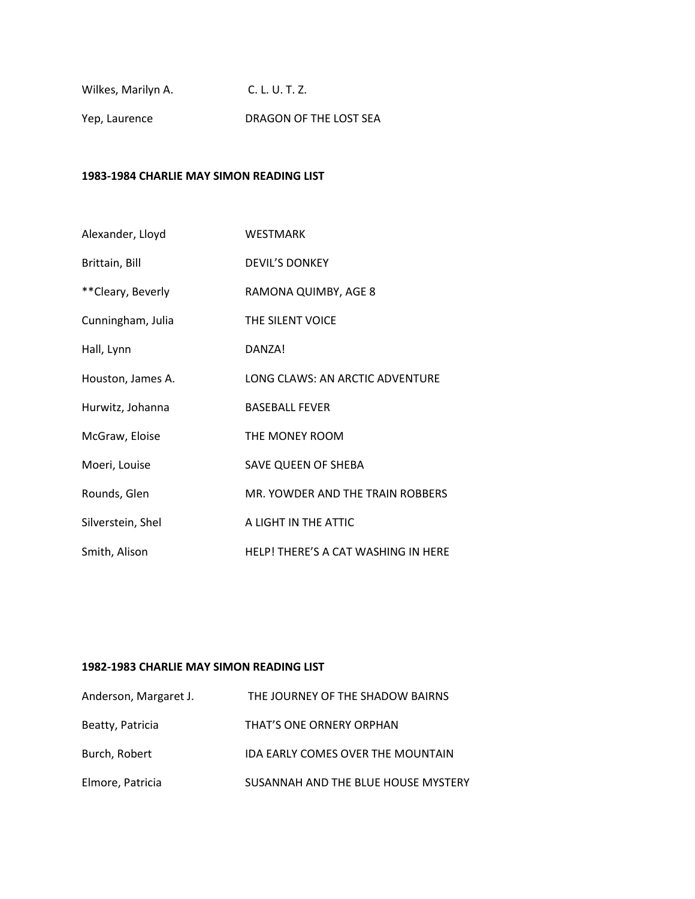| | |
|---|---|
| Wilkes, Marilyn A. | C. L. U. T. Z. |
| Yep, Laurence | DRAGON OF THE LOST SEA |

**1983-1984 CHARLIE MAY SIMON READING LIST**

| | |
|---|---|
| Alexander, Lloyd | WESTMARK |
| Brittain, Bill | DEVIL'S DONKEY |
| **Cleary, Beverly | RAMONA QUIMBY, AGE 8 |
| Cunningham, Julia | THE SILENT VOICE |
| Hall, Lynn | DANZA! |
| Houston, James A. | LONG CLAWS: AN ARCTIC ADVENTURE |
| Hurwitz, Johanna | BASEBALL FEVER |
| McGraw, Eloise | THE MONEY ROOM |
| Moeri, Louise | SAVE QUEEN OF SHEBA |
| Rounds, Glen | MR. YOWDER AND THE TRAIN ROBBERS |
| Silverstein, Shel | A LIGHT IN THE ATTIC |
| Smith, Alison | HELP! THERE'S A CAT WASHING IN HERE |

**1982-1983 CHARLIE MAY SIMON READING LIST**

| | |
|---|---|
| Anderson, Margaret J. | THE JOURNEY OF THE SHADOW BAIRNS |
| Beatty, Patricia | THAT'S ONE ORNERY ORPHAN |
| Burch, Robert | IDA EARLY COMES OVER THE MOUNTAIN |
| Elmore, Patricia | SUSANNAH AND THE BLUE HOUSE MYSTERY |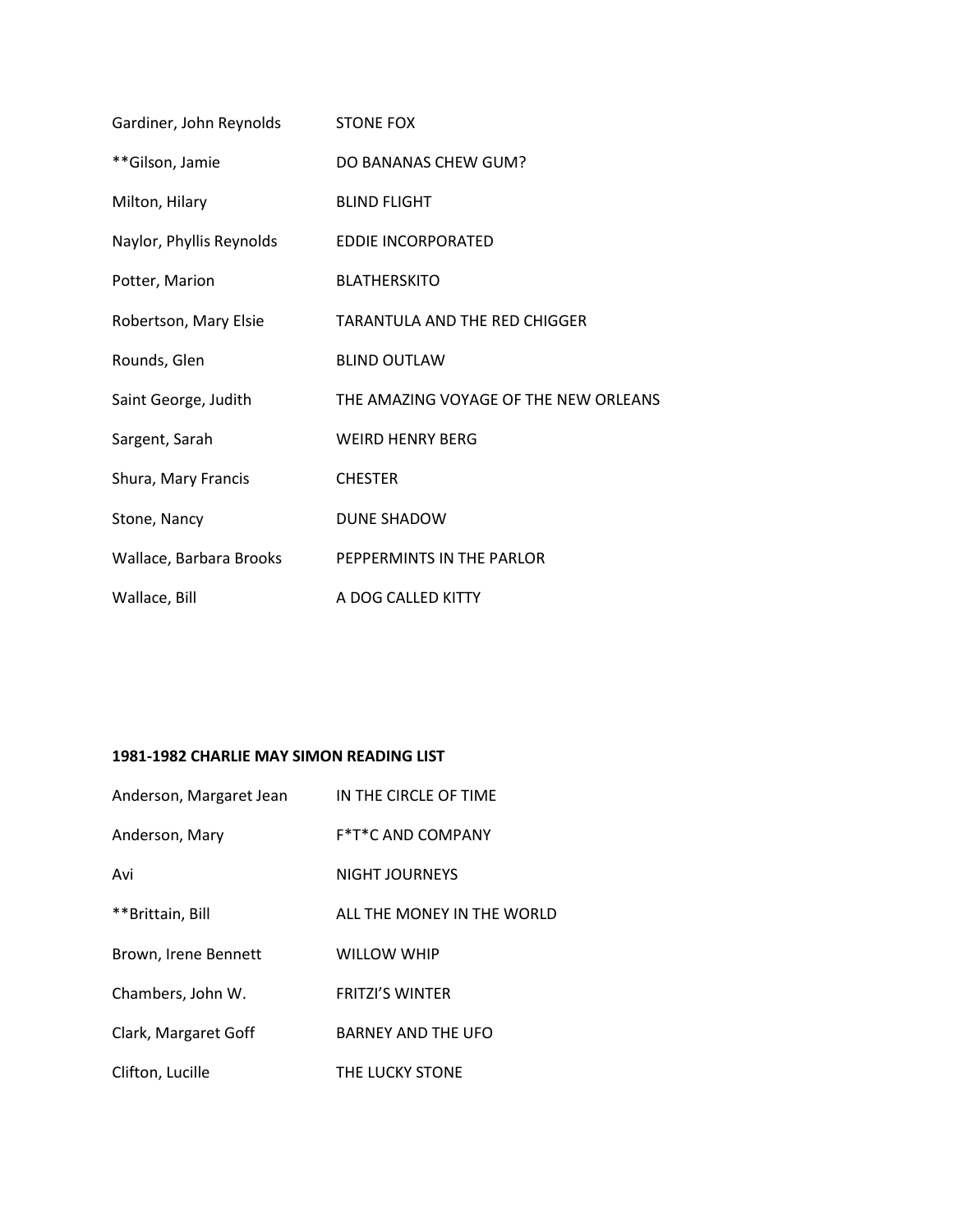| | |
|---|---|
| Gardiner, John Reynolds | STONE FOX |
| **Gilson, Jamie | DO BANANAS CHEW GUM? |
| Milton, Hilary | BLIND FLIGHT |
| Naylor, Phyllis Reynolds | EDDIE INCORPORATED |
| Potter, Marion | BLATHERSKITO |
| Robertson, Mary Elsie | TARANTULA AND THE RED CHIGGER |
| Rounds, Glen | BLIND OUTLAW |
| Saint George, Judith | THE AMAZING VOYAGE OF THE NEW ORLEANS |
| Sargent, Sarah | WEIRD HENRY BERG |
| Shura, Mary Francis | CHESTER |
| Stone, Nancy | DUNE SHADOW |
| Wallace, Barbara Brooks | PEPPERMINTS IN THE PARLOR |
| Wallace, Bill | A DOG CALLED KITTY |

**1981-1982 CHARLIE MAY SIMON READING LIST**

| | |
|---|---|
| Anderson, Margaret Jean | IN THE CIRCLE OF TIME |
| Anderson, Mary | F*T*C AND COMPANY |
| Avi | NIGHT JOURNEYS |
| **Brittain, Bill | ALL THE MONEY IN THE WORLD |
| Brown, Irene Bennett | WILLOW WHIP |
| Chambers, John W. | FRITZI'S WINTER |
| Clark, Margaret Goff | BARNEY AND THE UFO |
| Clifton, Lucille | THE LUCKY STONE |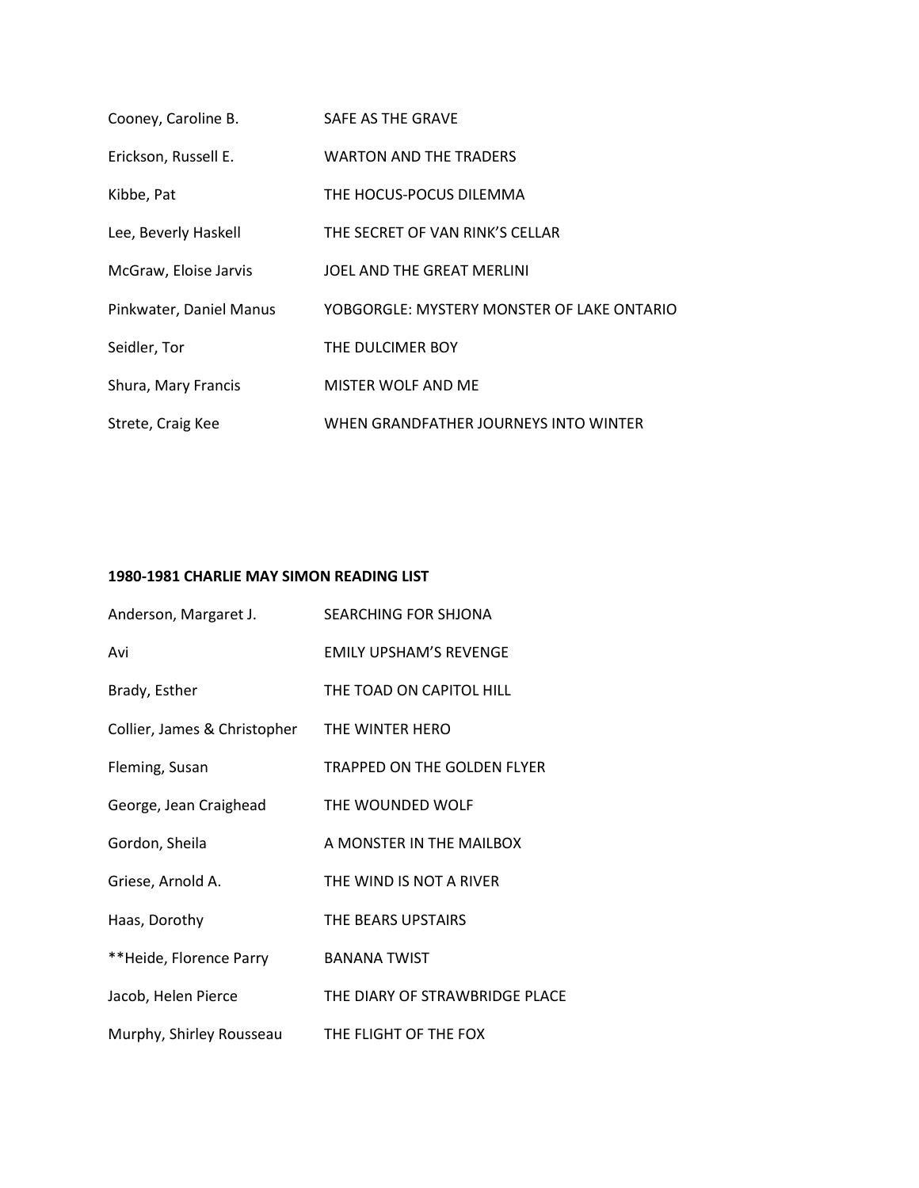| | |
|---|---|
| Cooney, Caroline B. | SAFE AS THE GRAVE |
| Erickson, Russell E. | WARTON AND THE TRADERS |
| Kibbe, Pat | THE HOCUS-POCUS DILEMMA |
| Lee, Beverly Haskell | THE SECRET OF VAN RINK'S CELLAR |
| McGraw, Eloise Jarvis | JOEL AND THE GREAT MERLINI |
| Pinkwater, Daniel Manus | YOBGORGLE: MYSTERY MONSTER OF LAKE ONTARIO |
| Seidler, Tor | THE DULCIMER BOY |
| Shura, Mary Francis | MISTER WOLF AND ME |
| Strete, Craig Kee | WHEN GRANDFATHER JOURNEYS INTO WINTER |

**1980-1981 CHARLIE MAY SIMON READING LIST**

| | |
|---|---|
| Anderson, Margaret J. | SEARCHING FOR SHJONA |
| Avi | EMILY UPSHAM'S REVENGE |
| Brady, Esther | THE TOAD ON CAPITOL HILL |
| Collier, James & Christopher | THE WINTER HERO |
| Fleming, Susan | TRAPPED ON THE GOLDEN FLYER |
| George, Jean Craighead | THE WOUNDED WOLF |
| Gordon, Sheila | A MONSTER IN THE MAILBOX |
| Griese, Arnold A. | THE WIND IS NOT A RIVER |
| Haas, Dorothy | THE BEARS UPSTAIRS |
| **Heide, Florence Parry | BANANA TWIST |
| Jacob, Helen Pierce | THE DIARY OF STRAWBRIDGE PLACE |
| Murphy, Shirley Rousseau | THE FLIGHT OF THE FOX |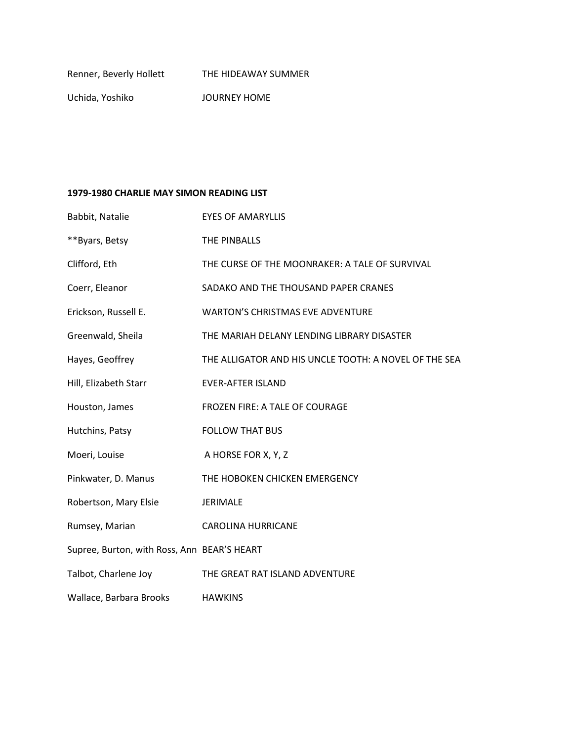| | |
|---|---|
| Renner, Beverly Hollett | THE HIDEAWAY SUMMER |
| Uchida, Yoshiko | JOURNEY HOME |

**1979-1980 CHARLIE MAY SIMON READING LIST**

| | |
|---|---|
| Babbit, Natalie | EYES OF AMARYLLIS |
| **Byars, Betsy | THE PINBALLS |
| Clifford, Eth | THE CURSE OF THE MOONRAKER: A TALE OF SURVIVAL |
| Coerr, Eleanor | SADAKO AND THE THOUSAND PAPER CRANES |
| Erickson, Russell E. | WARTON'S CHRISTMAS EVE ADVENTURE |
| Greenwald, Sheila | THE MARIAH DELANY LENDING LIBRARY DISASTER |
| Hayes, Geoffrey | THE ALLIGATOR AND HIS UNCLE TOOTH: A NOVEL OF THE SEA |
| Hill, Elizabeth Starr | EVER-AFTER ISLAND |
| Houston, James | FROZEN FIRE: A TALE OF COURAGE |
| Hutchins, Patsy | FOLLOW THAT BUS |
| Moeri, Louise | A HORSE FOR X, Y, Z |
| Pinkwater, D. Manus | THE HOBOKEN CHICKEN EMERGENCY |
| Robertson, Mary Elsie | JERIMALE |
| Rumsey, Marian | CAROLINA HURRICANE |
| Supree, Burton, with Ross, Ann | BEAR'S HEART |
| Talbot, Charlene Joy | THE GREAT RAT ISLAND ADVENTURE |
| Wallace, Barbara Brooks | HAWKINS |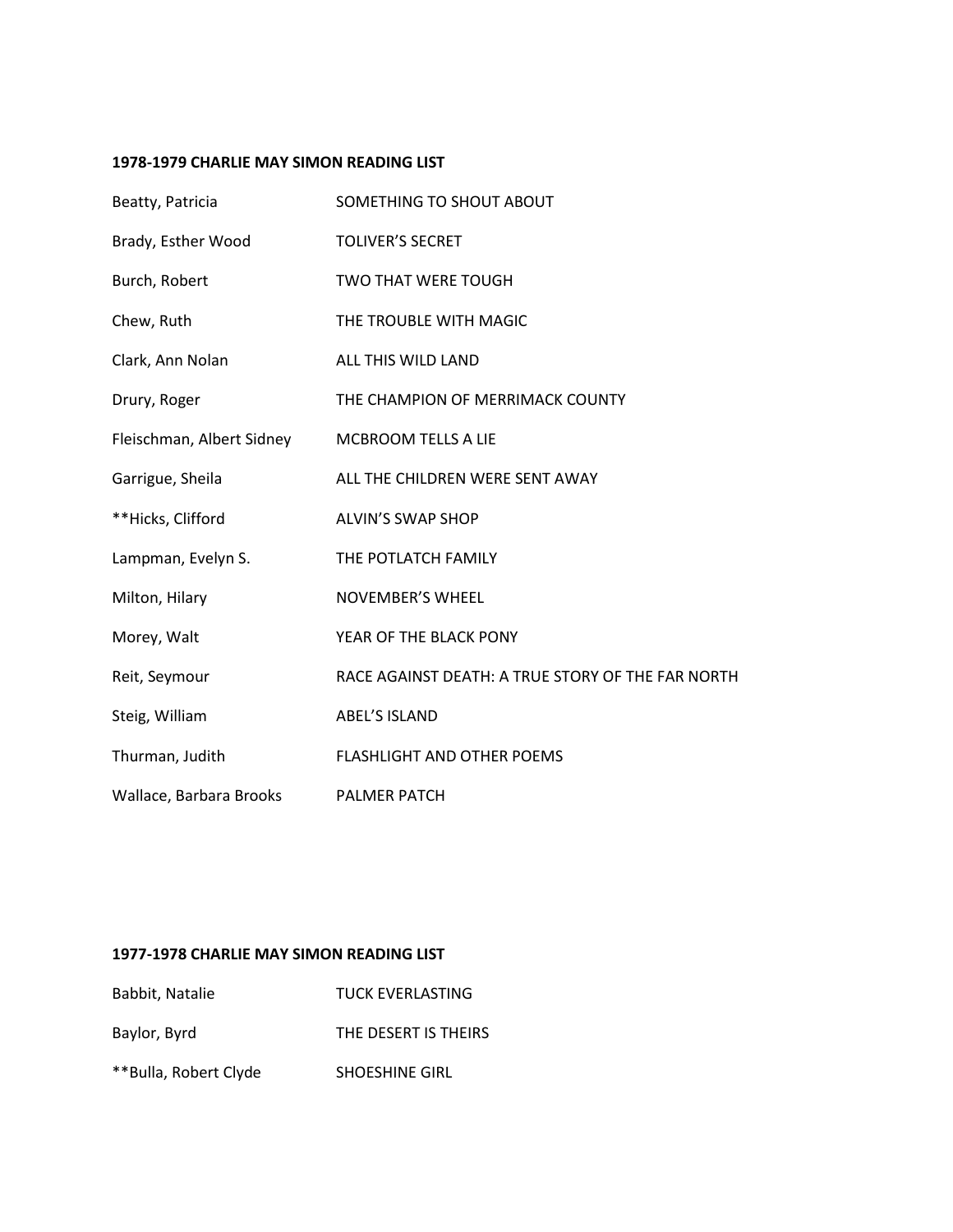**1978-1979 CHARLIE MAY SIMON READING LIST**

| | |
|---|---|
| Beatty, Patricia | SOMETHING TO SHOUT ABOUT |
| Brady, Esther Wood | TOLIVER'S SECRET |
| Burch, Robert | TWO THAT WERE TOUGH |
| Chew, Ruth | THE TROUBLE WITH MAGIC |
| Clark, Ann Nolan | ALL THIS WILD LAND |
| Drury, Roger | THE CHAMPION OF MERRIMACK COUNTY |
| Fleischman, Albert Sidney | MCBROOM TELLS A LIE |
| Garrigue, Sheila | ALL THE CHILDREN WERE SENT AWAY |
| **Hicks, Clifford | ALVIN'S SWAP SHOP |
| Lampman, Evelyn S. | THE POTLATCH FAMILY |
| Milton, Hilary | NOVEMBER'S WHEEL |
| Morey, Walt | YEAR OF THE BLACK PONY |
| Reit, Seymour | RACE AGAINST DEATH: A TRUE STORY OF THE FAR NORTH |
| Steig, William | ABEL'S ISLAND |
| Thurman, Judith | FLASHLIGHT AND OTHER POEMS |
| Wallace, Barbara Brooks | PALMER PATCH |

**1977-1978 CHARLIE MAY SIMON READING LIST**

| | |
|---|---|
| Babbit, Natalie | TUCK EVERLASTING |
| Baylor, Byrd | THE DESERT IS THEIRS |
| **Bulla, Robert Clyde | SHOESHINE GIRL |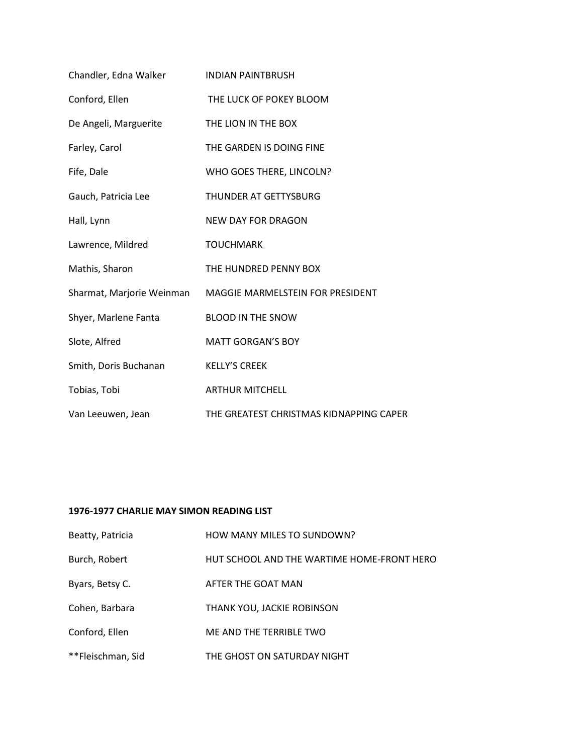| | |
|---|---|
| Chandler, Edna Walker | INDIAN PAINTBRUSH |
| Conford, Ellen | THE LUCK OF POKEY BLOOM |
| De Angeli, Marguerite | THE LION IN THE BOX |
| Farley, Carol | THE GARDEN IS DOING FINE |
| Fife, Dale | WHO GOES THERE, LINCOLN? |
| Gauch, Patricia Lee | THUNDER AT GETTYSBURG |
| Hall, Lynn | NEW DAY FOR DRAGON |
| Lawrence, Mildred | TOUCHMARK |
| Mathis, Sharon | THE HUNDRED PENNY BOX |
| Sharmat, Marjorie Weinman | MAGGIE MARMELSTEIN FOR PRESIDENT |
| Shyer, Marlene Fanta | BLOOD IN THE SNOW |
| Slote, Alfred | MATT GORGAN'S BOY |
| Smith, Doris Buchanan | KELLY'S CREEK |
| Tobias, Tobi | ARTHUR MITCHELL |
| Van Leeuwen, Jean | THE GREATEST CHRISTMAS KIDNAPPING CAPER |

**1976-1977 CHARLIE MAY SIMON READING LIST**

| | |
|---|---|
| Beatty, Patricia | HOW MANY MILES TO SUNDOWN? |
| Burch, Robert | HUT SCHOOL AND THE WARTIME HOME-FRONT HERO |
| Byars, Betsy C. | AFTER THE GOAT MAN |
| Cohen, Barbara | THANK YOU, JACKIE ROBINSON |
| Conford, Ellen | ME AND THE TERRIBLE TWO |
| **Fleischman, Sid | THE GHOST ON SATURDAY NIGHT |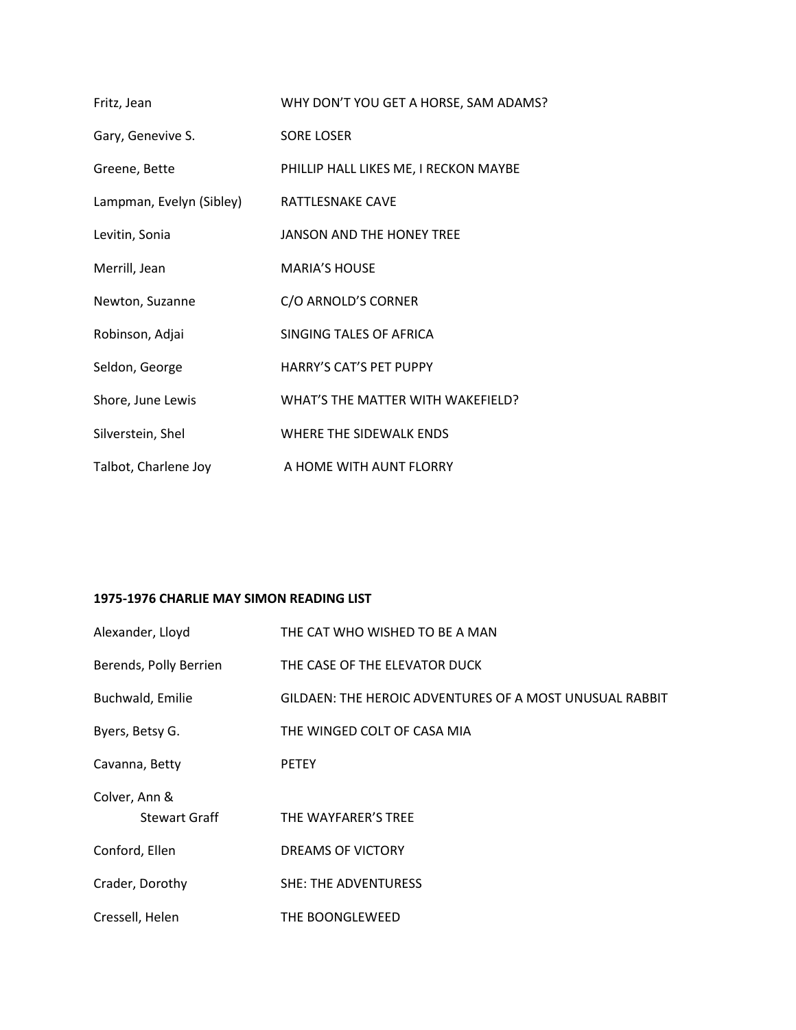| | |
|---|---|
| Fritz, Jean | WHY DON'T YOU GET A HORSE, SAM ADAMS? |
| Gary, Genevive S. | SORE LOSER |
| Greene, Bette | PHILLIP HALL LIKES ME, I RECKON MAYBE |
| Lampman, Evelyn (Sibley) | RATTLESNAKE CAVE |
| Levitin, Sonia | JANSON AND THE HONEY TREE |
| Merrill, Jean | MARIA'S HOUSE |
| Newton, Suzanne | C/O ARNOLD'S CORNER |
| Robinson, Adjai | SINGING TALES OF AFRICA |
| Seldon, George | HARRY'S CAT'S PET PUPPY |
| Shore, June Lewis | WHAT'S THE MATTER WITH WAKEFIELD? |
| Silverstein, Shel | WHERE THE SIDEWALK ENDS |
| Talbot, Charlene Joy | A HOME WITH AUNT FLORRY |

**1975-1976 CHARLIE MAY SIMON READING LIST**

| | |
|---|---|
| Alexander, Lloyd | THE CAT WHO WISHED TO BE A MAN |
| Berends, Polly Berrien | THE CASE OF THE ELEVATOR DUCK |
| Buchwald, Emilie | GILDAEN: THE HEROIC ADVENTURES OF A MOST UNUSUAL RABBIT |
| Byers, Betsy G. | THE WINGED COLT OF CASA MIA |
| Cavanna, Betty | PETEY |
| Colver, Ann & Stewart Graff | THE WAYFARER'S TREE |
| Conford, Ellen | DREAMS OF VICTORY |
| Crader, Dorothy | SHE: THE ADVENTURESS |
| Cressell, Helen | THE BOONGLEWEED |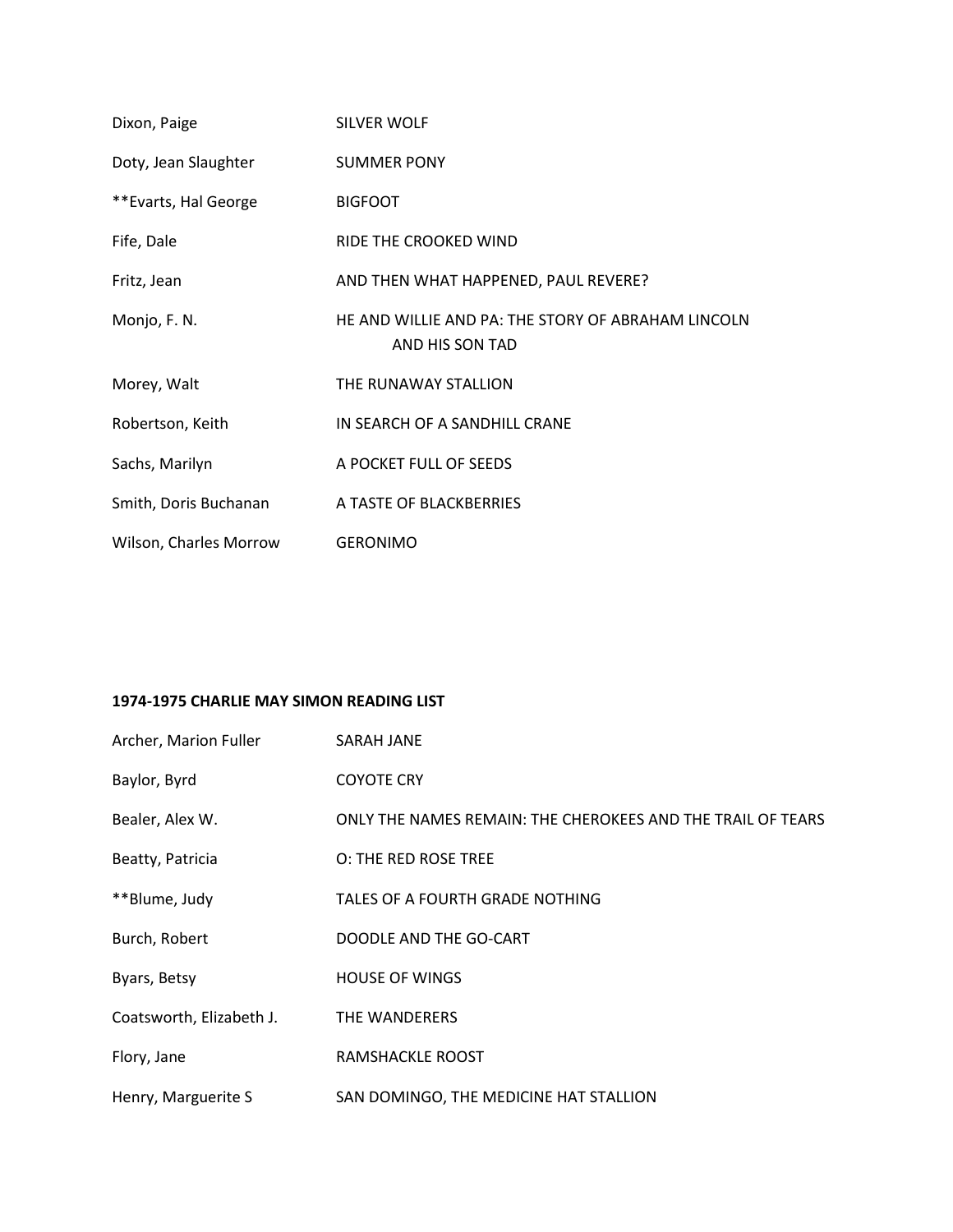| | |
|---|---|
| Dixon, Paige | SILVER WOLF |
| Doty, Jean Slaughter | SUMMER PONY |
| **Evarts, Hal George | BIGFOOT |
| Fife, Dale | RIDE THE CROOKED WIND |
| Fritz, Jean | AND THEN WHAT HAPPENED, PAUL REVERE? |
| Monjo, F. N. | HE AND WILLIE AND PA: THE STORY OF ABRAHAM LINCOLN AND HIS SON TAD |
| Morey, Walt | THE RUNAWAY STALLION |
| Robertson, Keith | IN SEARCH OF A SANDHILL CRANE |
| Sachs, Marilyn | A POCKET FULL OF SEEDS |
| Smith, Doris Buchanan | A TASTE OF BLACKBERRIES |
| Wilson, Charles Morrow | GERONIMO |

**1974-1975 CHARLIE MAY SIMON READING LIST**

| | |
|---|---|
| Archer, Marion Fuller | SARAH JANE |
| Baylor, Byrd | COYOTE CRY |
| Bealer, Alex W. | ONLY THE NAMES REMAIN: THE CHEROKEES AND THE TRAIL OF TEARS |
| Beatty, Patricia | O: THE RED ROSE TREE |
| **Blume, Judy | TALES OF A FOURTH GRADE NOTHING |
| Burch, Robert | DOODLE AND THE GO-CART |
| Byars, Betsy | HOUSE OF WINGS |
| Coatsworth, Elizabeth J. | THE WANDERERS |
| Flory, Jane | RAMSHACKLE ROOST |
| Henry, Marguerite S | SAN DOMINGO, THE MEDICINE HAT STALLION |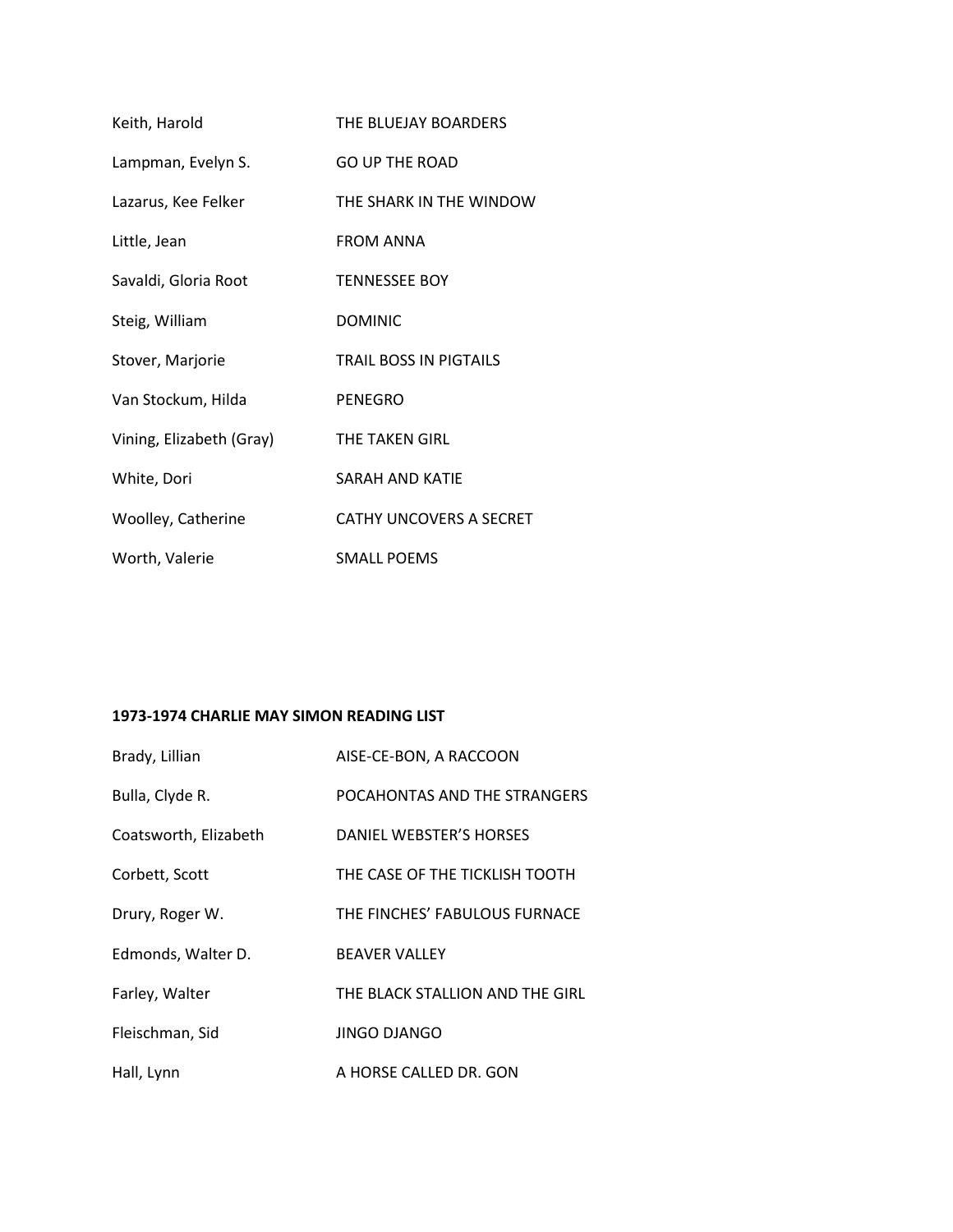| | |
|---|---|
| Keith, Harold | THE BLUEJAY BOARDERS |
| Lampman, Evelyn S. | GO UP THE ROAD |
| Lazarus, Kee Felker | THE SHARK IN THE WINDOW |
| Little, Jean | FROM ANNA |
| Savaldi, Gloria Root | TENNESSEE BOY |
| Steig, William | DOMINIC |
| Stover, Marjorie | TRAIL BOSS IN PIGTAILS |
| Van Stockum, Hilda | PENEGRO |
| Vining, Elizabeth (Gray) | THE TAKEN GIRL |
| White, Dori | SARAH AND KATIE |
| Woolley, Catherine | CATHY UNCOVERS A SECRET |
| Worth, Valerie | SMALL POEMS |

**1973-1974 CHARLIE MAY SIMON READING LIST**

| | |
|---|---|
| Brady, Lillian | AISE-CE-BON, A RACCOON |
| Bulla, Clyde R. | POCAHONTAS AND THE STRANGERS |
| Coatsworth, Elizabeth | DANIEL WEBSTER'S HORSES |
| Corbett, Scott | THE CASE OF THE TICKLISH TOOTH |
| Drury, Roger W. | THE FINCHES' FABULOUS FURNACE |
| Edmonds, Walter D. | BEAVER VALLEY |
| Farley, Walter | THE BLACK STALLION AND THE GIRL |
| Fleischman, Sid | JINGO DJANGO |
| Hall, Lynn | A HORSE CALLED DR. GON |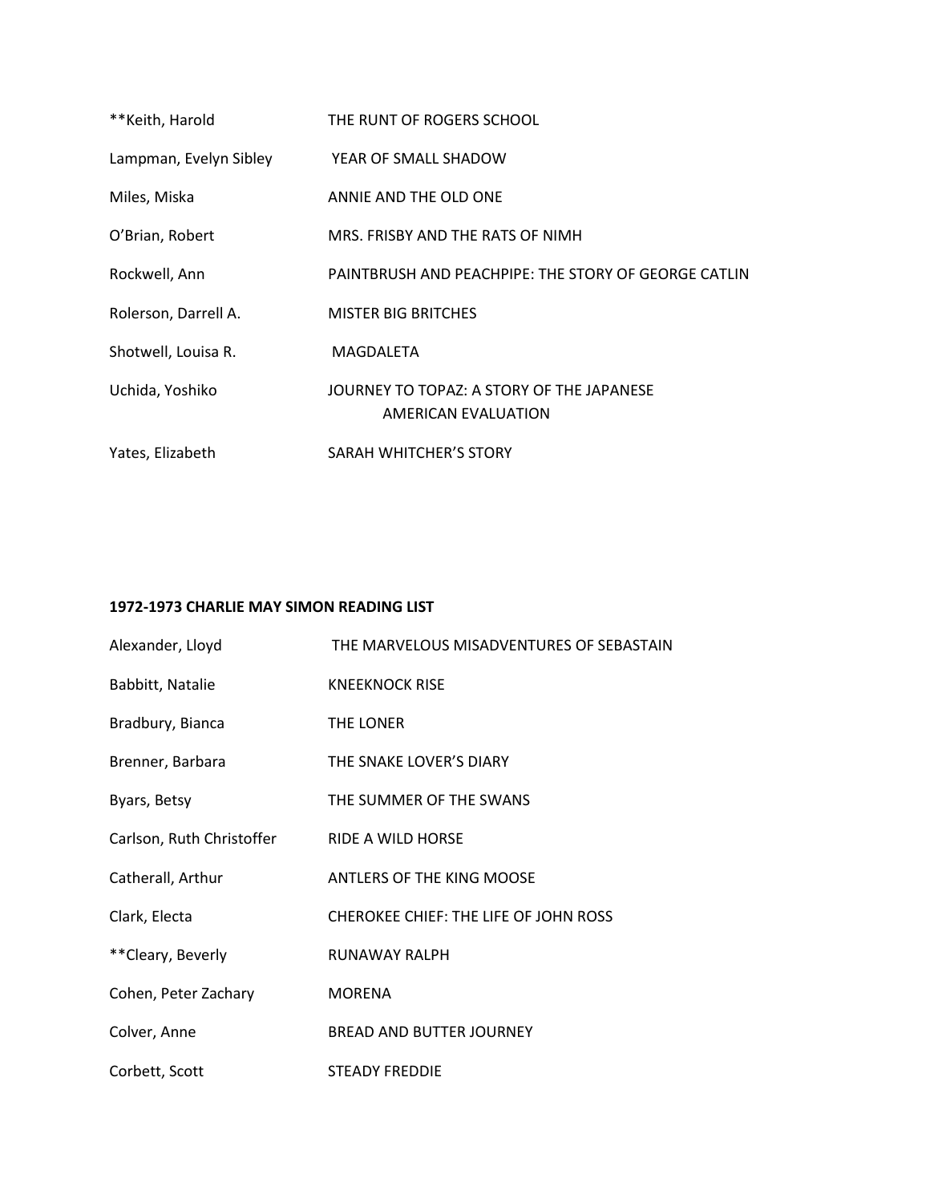| | |
|---|---|
| **Keith, Harold | THE RUNT OF ROGERS SCHOOL |
| Lampman, Evelyn Sibley | YEAR OF SMALL SHADOW |
| Miles, Miska | ANNIE AND THE OLD ONE |
| O'Brian, Robert | MRS. FRISBY AND THE RATS OF NIMH |
| Rockwell, Ann | PAINTBRUSH AND PEACHPIPE: THE STORY OF GEORGE CATLIN |
| Rolerson, Darrell A. | MISTER BIG BRITCHES |
| Shotwell, Louisa R. | MAGDALETA |
| Uchida, Yoshiko | JOURNEY TO TOPAZ: A STORY OF THE JAPANESE AMERICAN EVALUATION |
| Yates, Elizabeth | SARAH WHITCHER'S STORY |

**1972-1973 CHARLIE MAY SIMON READING LIST**

| | |
|---|---|
| Alexander, Lloyd | THE MARVELOUS MISADVENTURES OF SEBASTAIN |
| Babbitt, Natalie | KNEEKNOCK RISE |
| Bradbury, Bianca | THE LONER |
| Brenner, Barbara | THE SNAKE LOVER'S DIARY |
| Byars, Betsy | THE SUMMER OF THE SWANS |
| Carlson, Ruth Christoffer | RIDE A WILD HORSE |
| Catherall, Arthur | ANTLERS OF THE KING MOOSE |
| Clark, Electa | CHEROKEE CHIEF: THE LIFE OF JOHN ROSS |
| **Cleary, Beverly | RUNAWAY RALPH |
| Cohen, Peter Zachary | MORENA |
| Colver, Anne | BREAD AND BUTTER JOURNEY |
| Corbett, Scott | STEADY FREDDIE |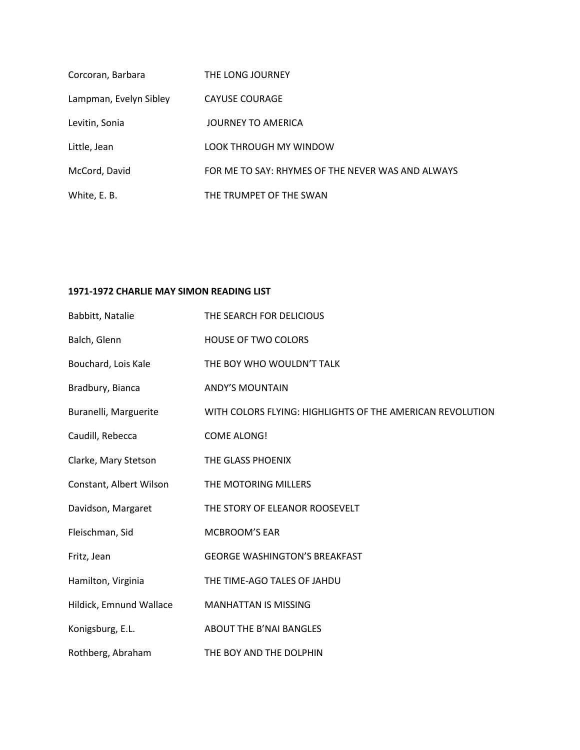| | |
|---|---|
| Corcoran, Barbara | THE LONG JOURNEY |
| Lampman, Evelyn Sibley | CAYUSE COURAGE |
| Levitin, Sonia | JOURNEY TO AMERICA |
| Little, Jean | LOOK THROUGH MY WINDOW |
| McCord, David | FOR ME TO SAY: RHYMES OF THE NEVER WAS AND ALWAYS |
| White, E. B. | THE TRUMPET OF THE SWAN |

**1971-1972 CHARLIE MAY SIMON READING LIST**

| | |
|---|---|
| Babbitt, Natalie | THE SEARCH FOR DELICIOUS |
| Balch, Glenn | HOUSE OF TWO COLORS |
| Bouchard, Lois Kale | THE BOY WHO WOULDN'T TALK |
| Bradbury, Bianca | ANDY'S MOUNTAIN |
| Buranelli, Marguerite | WITH COLORS FLYING: HIGHLIGHTS OF THE AMERICAN REVOLUTION |
| Caudill, Rebecca | COME ALONG! |
| Clarke, Mary Stetson | THE GLASS PHOENIX |
| Constant, Albert Wilson | THE MOTORING MILLERS |
| Davidson, Margaret | THE STORY OF ELEANOR ROOSEVELT |
| Fleischman, Sid | MCBROOM'S EAR |
| Fritz, Jean | GEORGE WASHINGTON'S BREAKFAST |
| Hamilton, Virginia | THE TIME-AGO TALES OF JAHDU |
| Hildick, Emnund Wallace | MANHATTAN IS MISSING |
| Konigsburg, E.L. | ABOUT THE B'NAI BANGLES |
| Rothberg, Abraham | THE BOY AND THE DOLPHIN |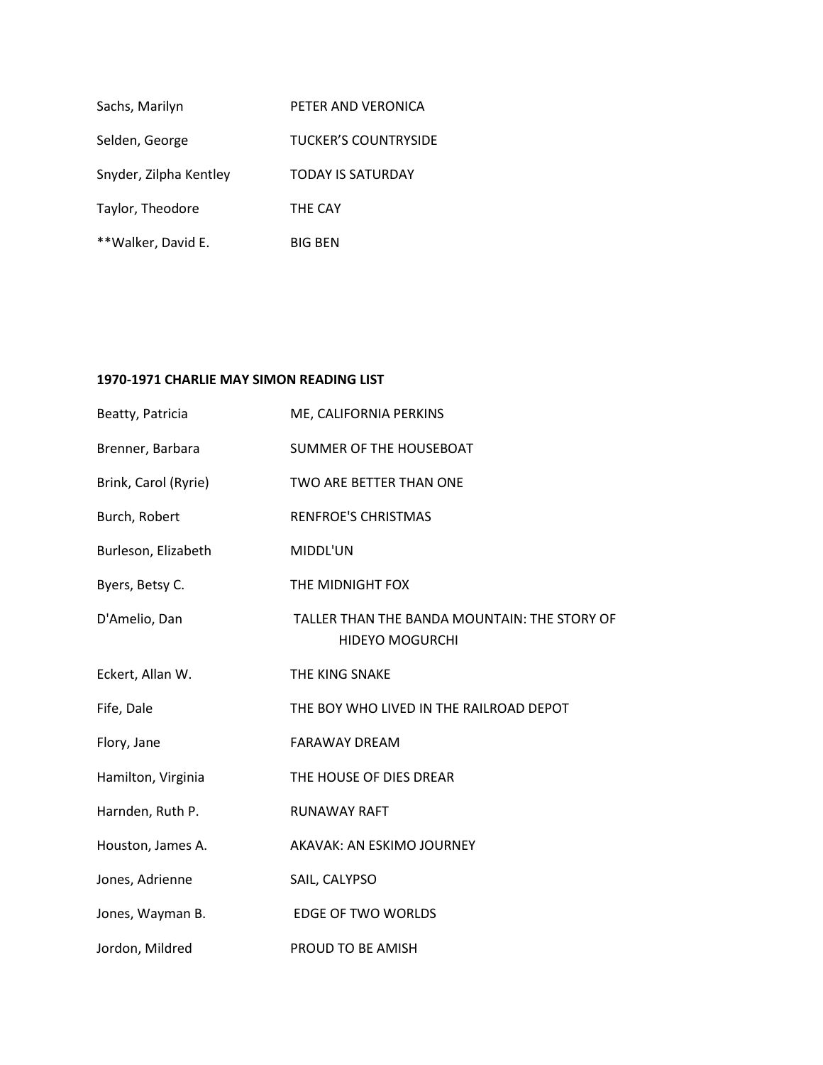| | |
|---|---|
| Sachs, Marilyn | PETER AND VERONICA |
| Selden, George | TUCKER'S COUNTRYSIDE |
| Snyder, Zilpha Kentley | TODAY IS SATURDAY |
| Taylor, Theodore | THE CAY |
| **Walker, David E. | BIG BEN |

**1970-1971 CHARLIE MAY SIMON READING LIST**

| | |
|---|---|
| Beatty, Patricia | ME, CALIFORNIA PERKINS |
| Brenner, Barbara | SUMMER OF THE HOUSEBOAT |
| Brink, Carol (Ryrie) | TWO ARE BETTER THAN ONE |
| Burch, Robert | RENFROE'S CHRISTMAS |
| Burleson, Elizabeth | MIDDL'UN |
| Byers, Betsy C. | THE MIDNIGHT FOX |
| D'Amelio, Dan | TALLER THAN THE BANDA MOUNTAIN: THE STORY OF HIDEYO MOGURCHI |
| Eckert, Allan W. | THE KING SNAKE |
| Fife, Dale | THE BOY WHO LIVED IN THE RAILROAD DEPOT |
| Flory, Jane | FARAWAY DREAM |
| Hamilton, Virginia | THE HOUSE OF DIES DREAR |
| Harnden, Ruth P. | RUNAWAY RAFT |
| Houston, James A. | AKAVAK: AN ESKIMO JOURNEY |
| Jones, Adrienne | SAIL, CALYPSO |
| Jones, Wayman B. | EDGE OF TWO WORLDS |
| Jordon, Mildred | PROUD TO BE AMISH |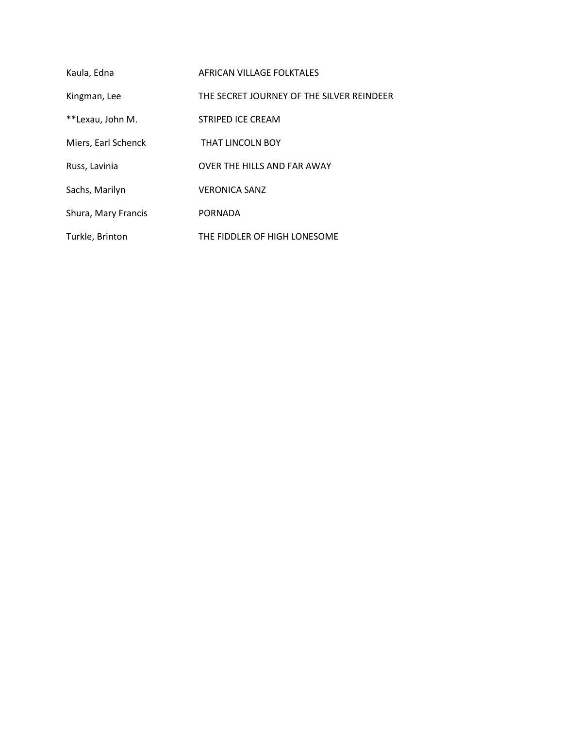| | |
|---|---|
| Kaula, Edna | AFRICAN VILLAGE FOLKTALES |
| Kingman, Lee | THE SECRET JOURNEY OF THE SILVER REINDEER |
| **Lexau, John M. | STRIPED ICE CREAM |
| Miers, Earl Schenck | THAT LINCOLN BOY |
| Russ, Lavinia | OVER THE HILLS AND FAR AWAY |
| Sachs, Marilyn | VERONICA SANZ |
| Shura, Mary Francis | PORNADA |
| Turkle, Brinton | THE FIDDLER OF HIGH LONESOME |